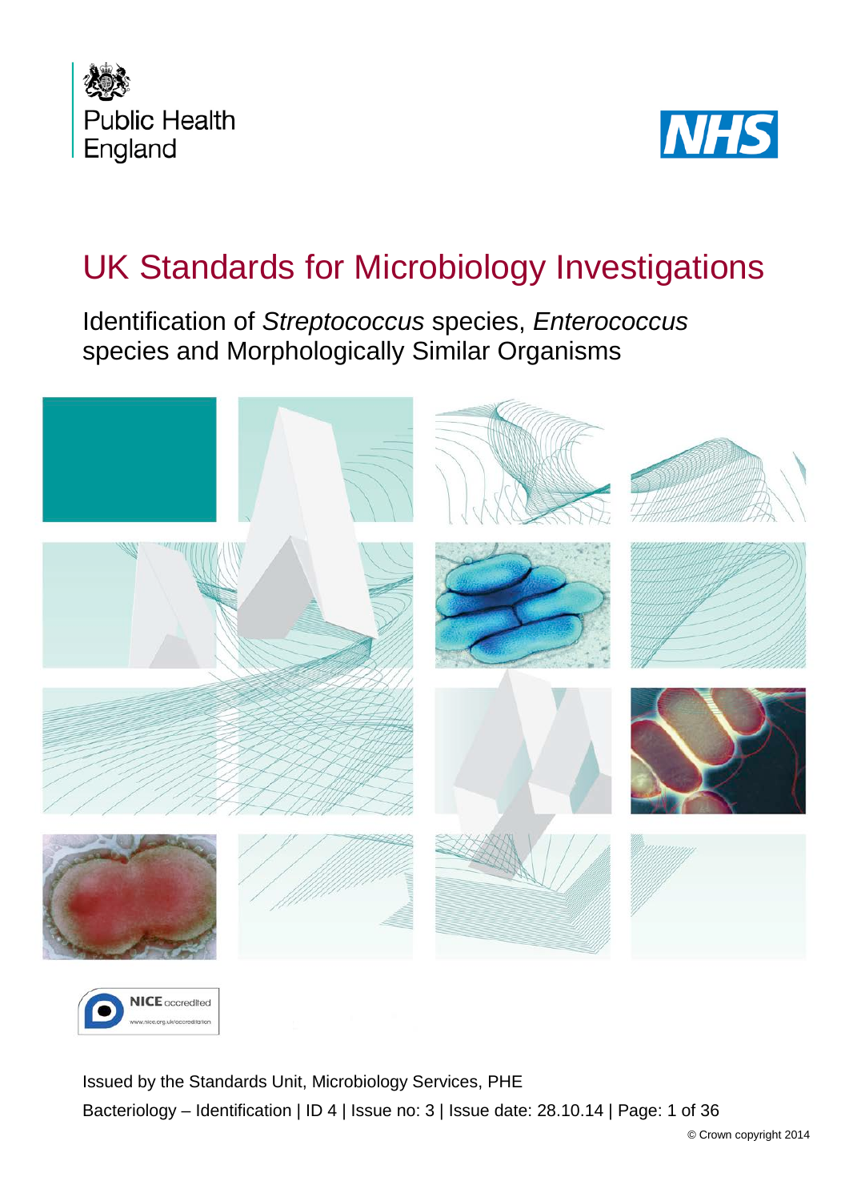Public Health England

NHS

# UK Standards for Microbiology Investigations

## Identification of *Streptococcus* species, *Enterococcus* species and Morphologically Similar Organisms

NICE accredited
www.nice.org.uk/accreditation

Issued by the Standards Unit, Microbiology Services, PHE

Bacteriology – Identification | ID 4 | Issue no: 3 | Issue date: 28.10.14 | Page: 1 of 36

© Crown copyright 2014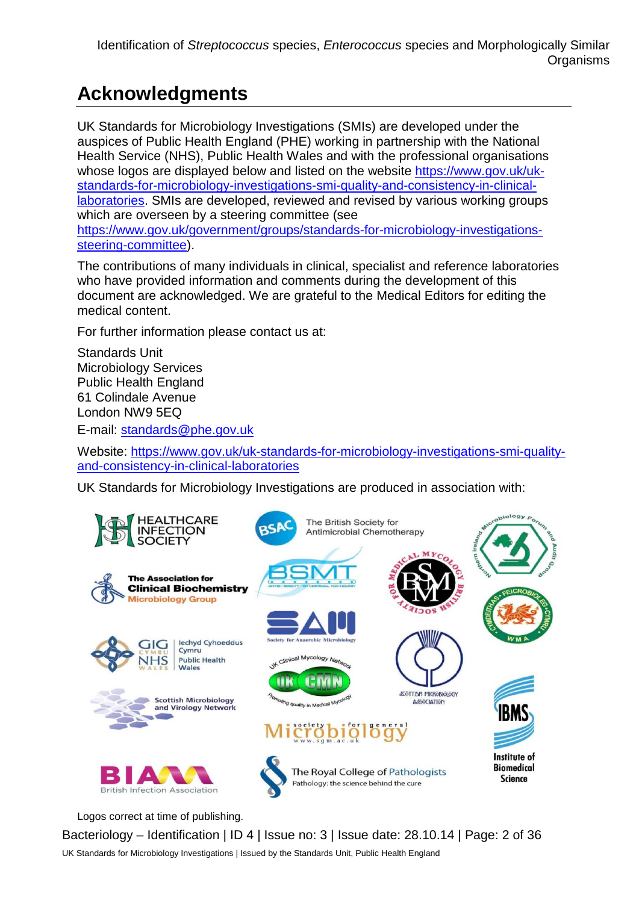# Acknowledgments

UK Standards for Microbiology Investigations (SMIs) are developed under the auspices of Public Health England (PHE) working in partnership with the National Health Service (NHS), Public Health Wales and with the professional organisations whose logos are displayed below and listed on the website https://www.gov.uk/uk-standards-for-microbiology-investigations-smi-quality-and-consistency-in-clinical-laboratories. SMIs are developed, reviewed and revised by various working groups which are overseen by a steering committee (see https://www.gov.uk/government/groups/standards-for-microbiology-investigations-steering-committee).

The contributions of many individuals in clinical, specialist and reference laboratories who have provided information and comments during the development of this document are acknowledged. We are grateful to the Medical Editors for editing the medical content.

For further information please contact us at:

Standards Unit
Microbiology Services
Public Health England
61 Colindale Avenue
London NW9 5EQ

E-mail: standards@phe.gov.uk

Website: https://www.gov.uk/uk-standards-for-microbiology-investigations-smi-quality-and-consistency-in-clinical-laboratories

UK Standards for Microbiology Investigations are produced in association with:

Logos correct at time of publishing.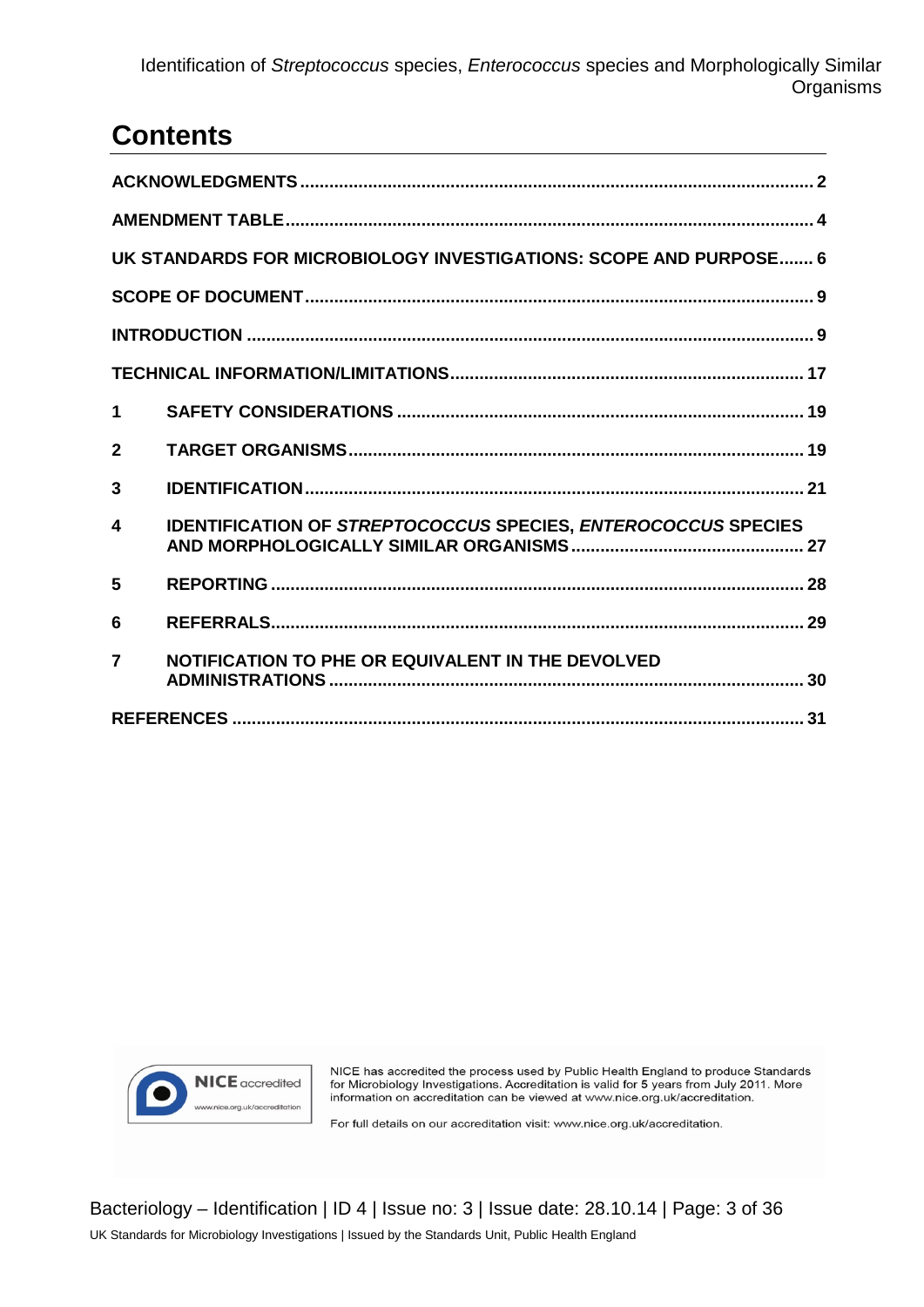# Contents

| | |
|---|---|
| **ACKNOWLEDGMENTS** | **2** |
| **AMENDMENT TABLE** | **4** |
| **UK STANDARDS FOR MICROBIOLOGY INVESTIGATIONS: SCOPE AND PURPOSE** | **6** |
| **SCOPE OF DOCUMENT** | **9** |
| **INTRODUCTION** | **9** |
| **TECHNICAL INFORMATION/LIMITATIONS** | **17** |
| **1 SAFETY CONSIDERATIONS** | **19** |
| **2 TARGET ORGANISMS** | **19** |
| **3 IDENTIFICATION** | **21** |
| **4 IDENTIFICATION OF *STREPTOCOCCUS* SPECIES, *ENTEROCOCCUS* SPECIES AND MORPHOLOGICALLY SIMILAR ORGANISMS** | **27** |
| **5 REPORTING** | **28** |
| **6 REFERRALS** | **29** |
| **7 NOTIFICATION TO PHE OR EQUIVALENT IN THE DEVOLVED ADMINISTRATIONS** | **30** |
| **REFERENCES** | **31** |

NICE accredited
www.nice.org.uk/accreditation

NICE has accredited the process used by Public Health England to produce Standards for Microbiology Investigations. Accreditation is valid for 5 years from July 2011. More information on accreditation can be viewed at www.nice.org.uk/accreditation.

For full details on our accreditation visit: www.nice.org.uk/accreditation.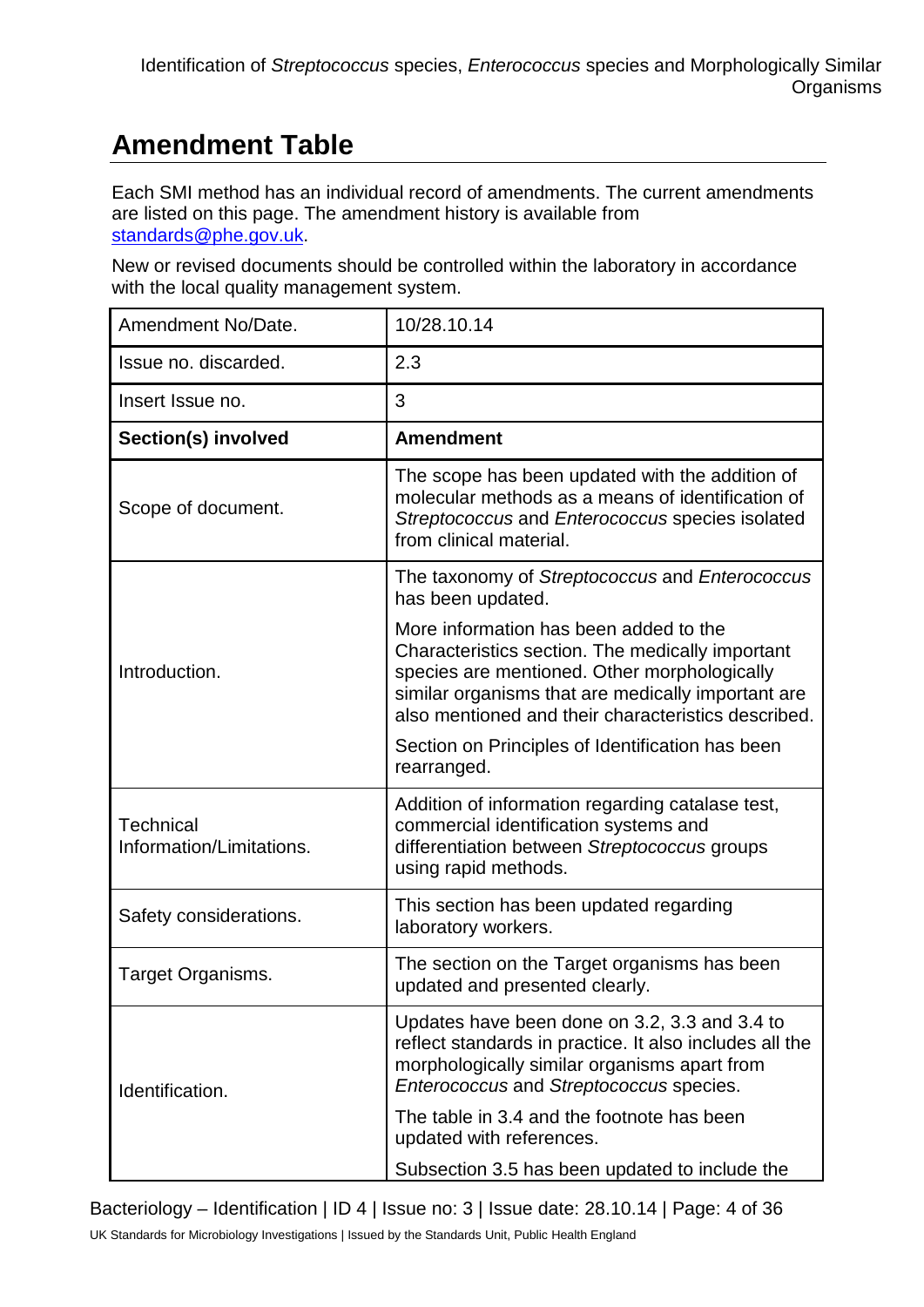## Amendment Table

Each SMI method has an individual record of amendments. The current amendments are listed on this page. The amendment history is available from standards@phe.gov.uk.

New or revised documents should be controlled within the laboratory in accordance with the local quality management system.

| Amendment No/Date. | 10/28.10.14 |
|---|---|
| Issue no. discarded. | 2.3 |
| Insert Issue no. | 3 |
| **Section(s) involved** | **Amendment** |
| Scope of document. | The scope has been updated with the addition of molecular methods as a means of identification of *Streptococcus* and *Enterococcus* species isolated from clinical material. |
| Introduction. | The taxonomy of *Streptococcus* and *Enterococcus* has been updated.<br><br>More information has been added to the Characteristics section. The medically important species are mentioned. Other morphologically similar organisms that are medically important are also mentioned and their characteristics described.<br><br>Section on Principles of Identification has been rearranged. |
| Technical Information/Limitations. | Addition of information regarding catalase test, commercial identification systems and differentiation between *Streptococcus* groups using rapid methods. |
| Safety considerations. | This section has been updated regarding laboratory workers. |
| Target Organisms. | The section on the Target organisms has been updated and presented clearly. |
| Identification. | Updates have been done on 3.2, 3.3 and 3.4 to reflect standards in practice. It also includes all the morphologically similar organisms apart from *Enterococcus* and *Streptococcus* species.<br><br>The table in 3.4 and the footnote has been updated with references.<br><br>Subsection 3.5 has been updated to include the |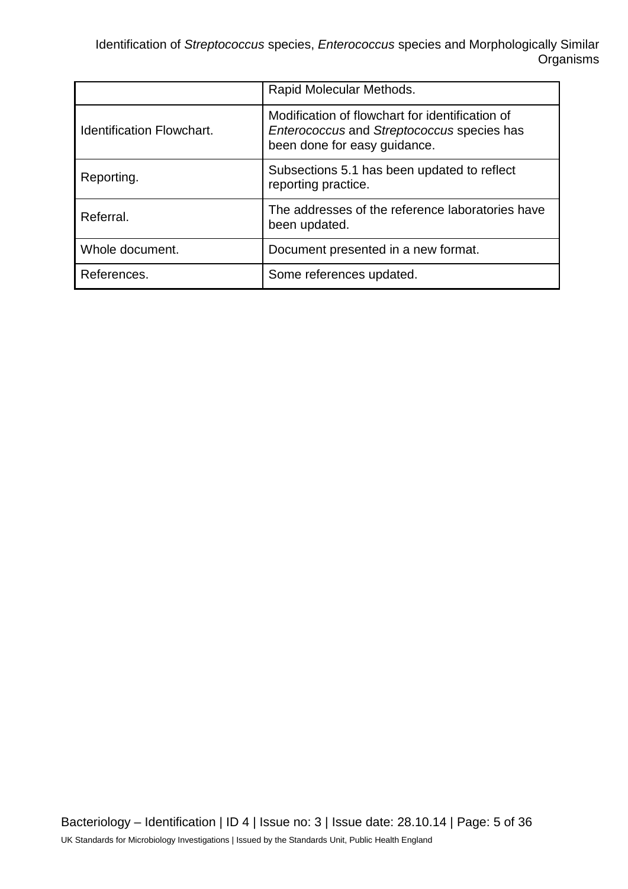| | |
|---|---|
| | Rapid Molecular Methods. |
| Identification Flowchart. | Modification of flowchart for identification of *Enterococcus* and *Streptococcus* species has been done for easy guidance. |
| Reporting. | Subsections 5.1 has been updated to reflect reporting practice. |
| Referral. | The addresses of the reference laboratories have been updated. |
| Whole document. | Document presented in a new format. |
| References. | Some references updated. |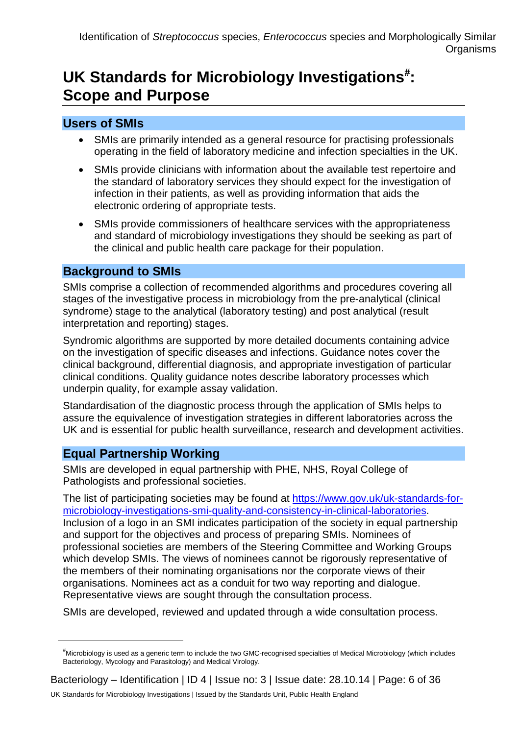# UK Standards for Microbiology Investigations[#]: Scope and Purpose

## Users of SMIs

- SMIs are primarily intended as a general resource for practising professionals operating in the field of laboratory medicine and infection specialties in the UK.
- SMIs provide clinicians with information about the available test repertoire and the standard of laboratory services they should expect for the investigation of infection in their patients, as well as providing information that aids the electronic ordering of appropriate tests.
- SMIs provide commissioners of healthcare services with the appropriateness and standard of microbiology investigations they should be seeking as part of the clinical and public health care package for their population.

## Background to SMIs

SMIs comprise a collection of recommended algorithms and procedures covering all stages of the investigative process in microbiology from the pre-analytical (clinical syndrome) stage to the analytical (laboratory testing) and post analytical (result interpretation and reporting) stages.

Syndromic algorithms are supported by more detailed documents containing advice on the investigation of specific diseases and infections. Guidance notes cover the clinical background, differential diagnosis, and appropriate investigation of particular clinical conditions. Quality guidance notes describe laboratory processes which underpin quality, for example assay validation.

Standardisation of the diagnostic process through the application of SMIs helps to assure the equivalence of investigation strategies in different laboratories across the UK and is essential for public health surveillance, research and development activities.

## Equal Partnership Working

SMIs are developed in equal partnership with PHE, NHS, Royal College of Pathologists and professional societies.

The list of participating societies may be found at https://www.gov.uk/uk-standards-for-microbiology-investigations-smi-quality-and-consistency-in-clinical-laboratories. Inclusion of a logo in an SMI indicates participation of the society in equal partnership and support for the objectives and process of preparing SMIs. Nominees of professional societies are members of the Steering Committee and Working Groups which develop SMIs. The views of nominees cannot be rigorously representative of the members of their nominating organisations nor the corporate views of their organisations. Nominees act as a conduit for two way reporting and dialogue. Representative views are sought through the consultation process.

SMIs are developed, reviewed and updated through a wide consultation process.

---

[#] Microbiology is used as a generic term to include the two GMC-recognised specialties of Medical Microbiology (which includes Bacteriology, Mycology and Parasitology) and Medical Virology.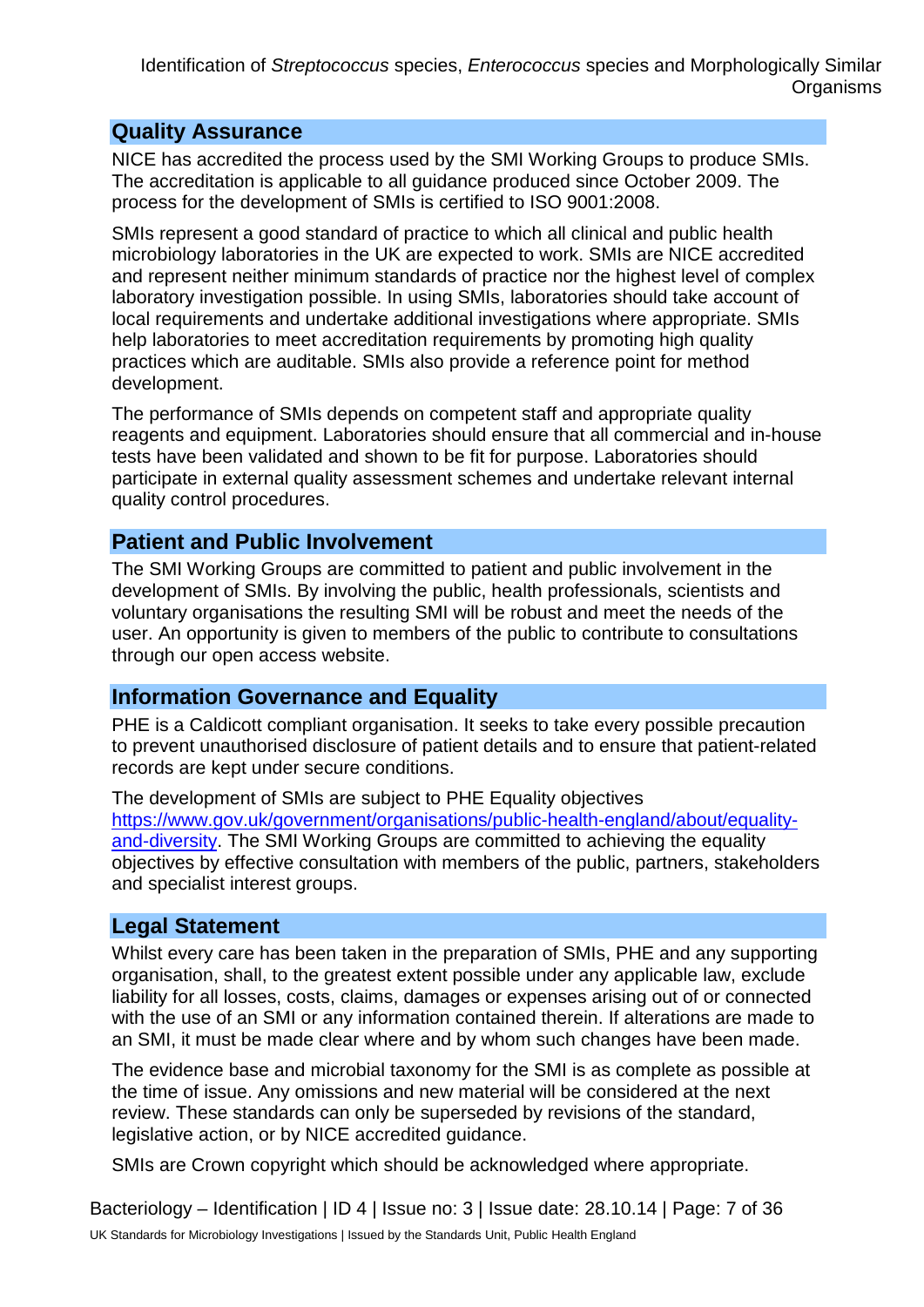## Quality Assurance

NICE has accredited the process used by the SMI Working Groups to produce SMIs. The accreditation is applicable to all guidance produced since October 2009. The process for the development of SMIs is certified to ISO 9001:2008.

SMIs represent a good standard of practice to which all clinical and public health microbiology laboratories in the UK are expected to work. SMIs are NICE accredited and represent neither minimum standards of practice nor the highest level of complex laboratory investigation possible. In using SMIs, laboratories should take account of local requirements and undertake additional investigations where appropriate. SMIs help laboratories to meet accreditation requirements by promoting high quality practices which are auditable. SMIs also provide a reference point for method development.

The performance of SMIs depends on competent staff and appropriate quality reagents and equipment. Laboratories should ensure that all commercial and in-house tests have been validated and shown to be fit for purpose. Laboratories should participate in external quality assessment schemes and undertake relevant internal quality control procedures.

## Patient and Public Involvement

The SMI Working Groups are committed to patient and public involvement in the development of SMIs. By involving the public, health professionals, scientists and voluntary organisations the resulting SMI will be robust and meet the needs of the user. An opportunity is given to members of the public to contribute to consultations through our open access website.

## Information Governance and Equality

PHE is a Caldicott compliant organisation. It seeks to take every possible precaution to prevent unauthorised disclosure of patient details and to ensure that patient-related records are kept under secure conditions.

The development of SMIs are subject to PHE Equality objectives [https://www.gov.uk/government/organisations/public-health-england/about/equality-and-diversity](https://www.gov.uk/government/organisations/public-health-england/about/equality-and-diversity). The SMI Working Groups are committed to achieving the equality objectives by effective consultation with members of the public, partners, stakeholders and specialist interest groups.

## Legal Statement

Whilst every care has been taken in the preparation of SMIs, PHE and any supporting organisation, shall, to the greatest extent possible under any applicable law, exclude liability for all losses, costs, claims, damages or expenses arising out of or connected with the use of an SMI or any information contained therein. If alterations are made to an SMI, it must be made clear where and by whom such changes have been made.

The evidence base and microbial taxonomy for the SMI is as complete as possible at the time of issue. Any omissions and new material will be considered at the next review. These standards can only be superseded by revisions of the standard, legislative action, or by NICE accredited guidance.

SMIs are Crown copyright which should be acknowledged where appropriate.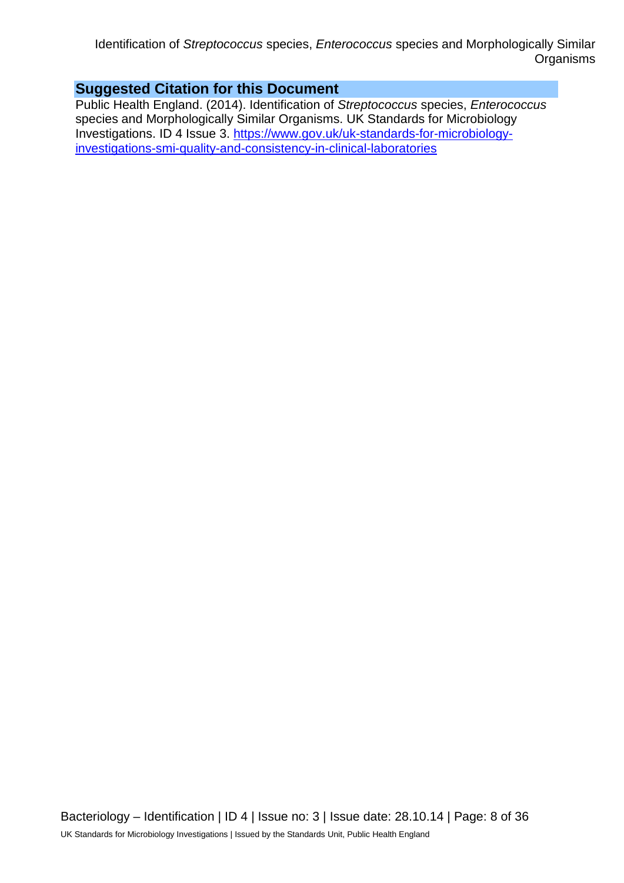## Suggested Citation for this Document

Public Health England. (2014). Identification of *Streptococcus* species, *Enterococcus* species and Morphologically Similar Organisms. UK Standards for Microbiology Investigations. ID 4 Issue 3. [https://www.gov.uk/uk-standards-for-microbiology-investigations-smi-quality-and-consistency-in-clinical-laboratories](https://www.gov.uk/uk-standards-for-microbiology-investigations-smi-quality-and-consistency-in-clinical-laboratories)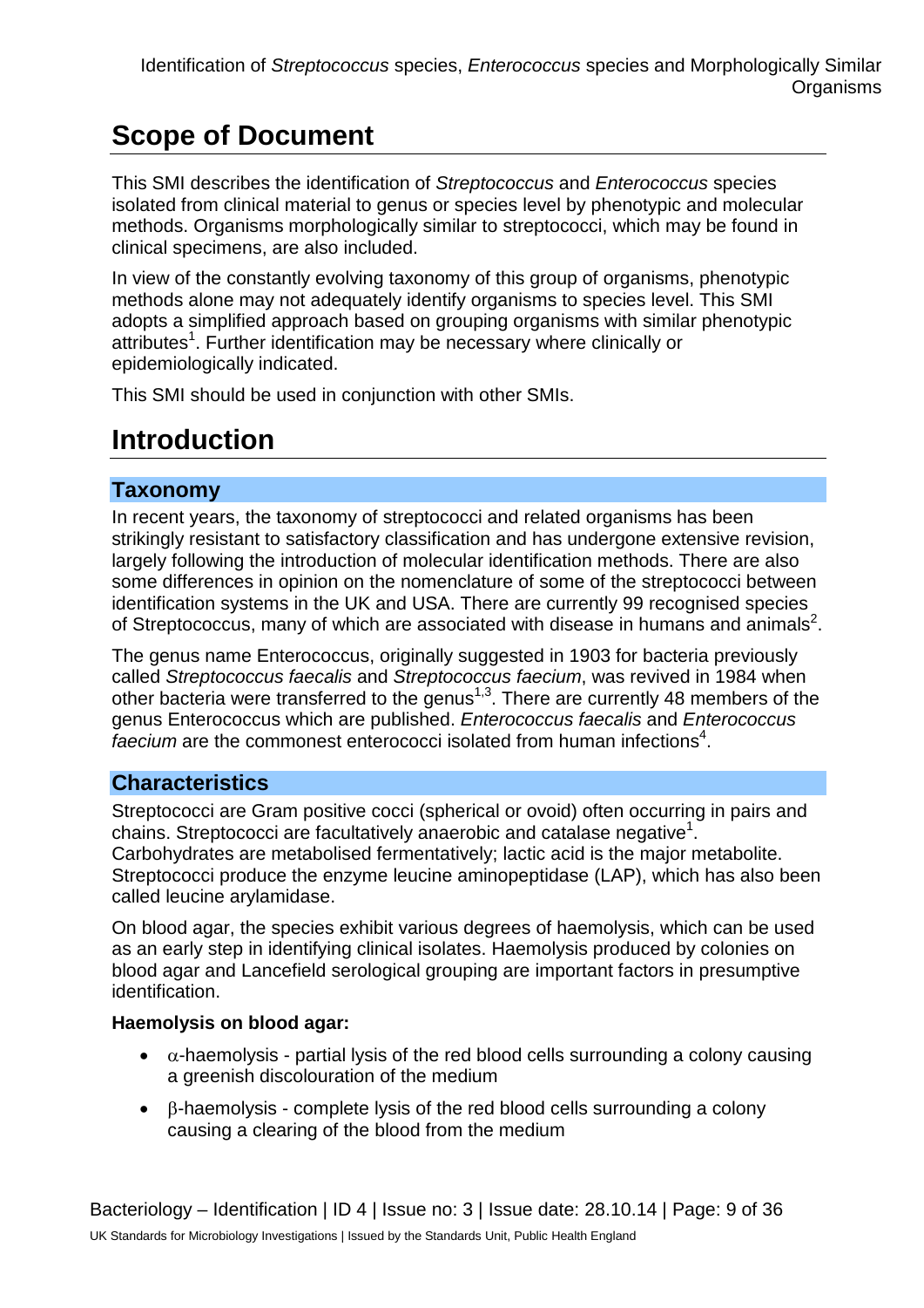# Scope of Document

This SMI describes the identification of *Streptococcus* and *Enterococcus* species isolated from clinical material to genus or species level by phenotypic and molecular methods. Organisms morphologically similar to streptococci, which may be found in clinical specimens, are also included.

In view of the constantly evolving taxonomy of this group of organisms, phenotypic methods alone may not adequately identify organisms to species level. This SMI adopts a simplified approach based on grouping organisms with similar phenotypic attributes[1]. Further identification may be necessary where clinically or epidemiologically indicated.

This SMI should be used in conjunction with other SMIs.

# Introduction

## Taxonomy

In recent years, the taxonomy of streptococci and related organisms has been strikingly resistant to satisfactory classification and has undergone extensive revision, largely following the introduction of molecular identification methods. There are also some differences in opinion on the nomenclature of some of the streptococci between identification systems in the UK and USA. There are currently 99 recognised species of Streptococcus, many of which are associated with disease in humans and animals[2].

The genus name Enterococcus, originally suggested in 1903 for bacteria previously called *Streptococcus faecalis* and *Streptococcus faecium*, was revived in 1984 when other bacteria were transferred to the genus[1,3]. There are currently 48 members of the genus Enterococcus which are published. *Enterococcus faecalis* and *Enterococcus faecium* are the commonest enterococci isolated from human infections[4].

## Characteristics

Streptococci are Gram positive cocci (spherical or ovoid) often occurring in pairs and chains. Streptococci are facultatively anaerobic and catalase negative[1]. Carbohydrates are metabolised fermentatively; lactic acid is the major metabolite. Streptococci produce the enzyme leucine aminopeptidase (LAP), which has also been called leucine arylamidase.

On blood agar, the species exhibit various degrees of haemolysis, which can be used as an early step in identifying clinical isolates. Haemolysis produced by colonies on blood agar and Lancefield serological grouping are important factors in presumptive identification.

**Haemolysis on blood agar:**

- α-haemolysis - partial lysis of the red blood cells surrounding a colony causing a greenish discolouration of the medium
- β-haemolysis - complete lysis of the red blood cells surrounding a colony causing a clearing of the blood from the medium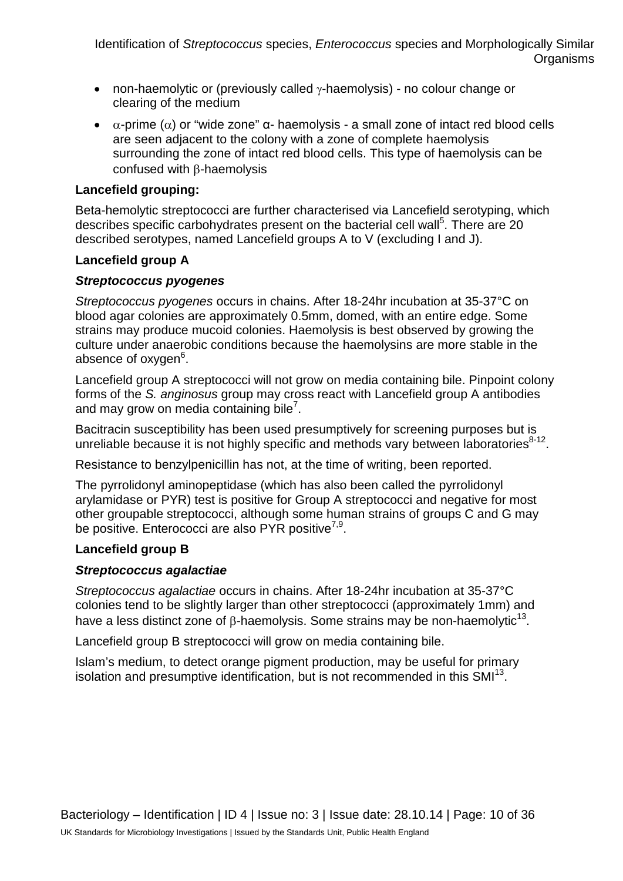- non-haemolytic or (previously called γ-haemolysis) - no colour change or clearing of the medium
- α-prime (α) or "wide zone" α- haemolysis - a small zone of intact red blood cells are seen adjacent to the colony with a zone of complete haemolysis surrounding the zone of intact red blood cells. This type of haemolysis can be confused with β-haemolysis

**Lancefield grouping:**

Beta-hemolytic streptococci are further characterised via Lancefield serotyping, which describes specific carbohydrates present on the bacterial cell wall[5]. There are 20 described serotypes, named Lancefield groups A to V (excluding I and J).

**Lancefield group A**

***Streptococcus pyogenes***

*Streptococcus pyogenes* occurs in chains. After 18-24hr incubation at 35-37°C on blood agar colonies are approximately 0.5mm, domed, with an entire edge. Some strains may produce mucoid colonies. Haemolysis is best observed by growing the culture under anaerobic conditions because the haemolysins are more stable in the absence of oxygen[6].

Lancefield group A streptococci will not grow on media containing bile. Pinpoint colony forms of the *S. anginosus* group may cross react with Lancefield group A antibodies and may grow on media containing bile[7].

Bacitracin susceptibility has been used presumptively for screening purposes but is unreliable because it is not highly specific and methods vary between laboratories[8-12].

Resistance to benzylpenicillin has not, at the time of writing, been reported.

The pyrrolidonyl aminopeptidase (which has also been called the pyrrolidonyl arylamidase or PYR) test is positive for Group A streptococci and negative for most other groupable streptococci, although some human strains of groups C and G may be positive. Enterococci are also PYR positive[7,9].

**Lancefield group B**

***Streptococcus agalactiae***

*Streptococcus agalactiae* occurs in chains. After 18-24hr incubation at 35-37°C colonies tend to be slightly larger than other streptococci (approximately 1mm) and have a less distinct zone of β-haemolysis. Some strains may be non-haemolytic[13].

Lancefield group B streptococci will grow on media containing bile.

Islam's medium, to detect orange pigment production, may be useful for primary isolation and presumptive identification, but is not recommended in this SMI[13].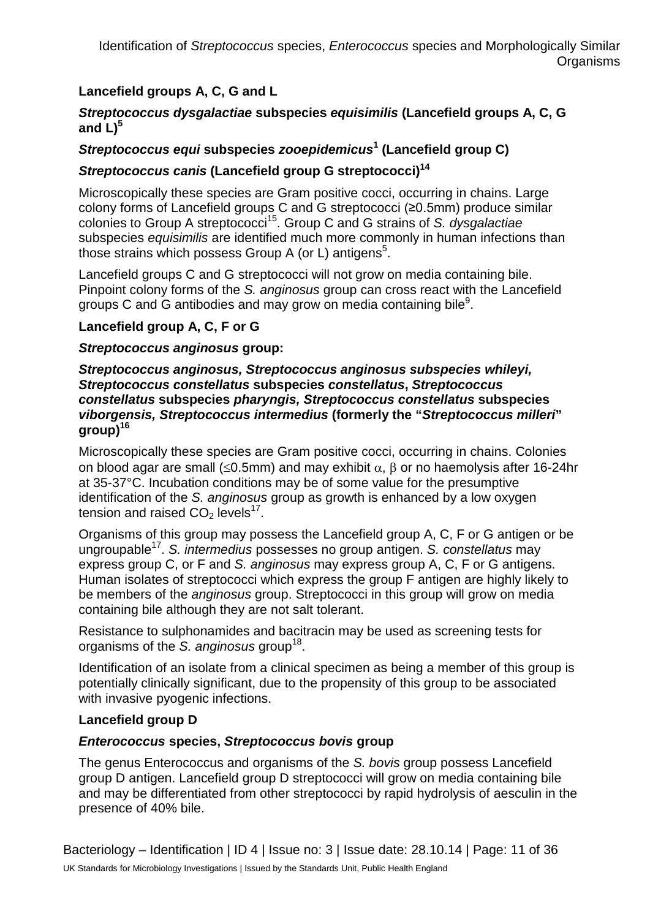**Lancefield groups A, C, G and L**

***Streptococcus dysgalactiae* subspecies *equisimilis* (Lancefield groups A, C, G and L)[5]**

***Streptococcus equi* subspecies *zooepidemicus*[1] (Lancefield group C)**

***Streptococcus canis* (Lancefield group G streptococci)[14]**

Microscopically these species are Gram positive cocci, occurring in chains. Large colony forms of Lancefield groups C and G streptococci (≥0.5mm) produce similar colonies to Group A streptococci[15]. Group C and G strains of *S. dysgalactiae* subspecies *equisimilis* are identified much more commonly in human infections than those strains which possess Group A (or L) antigens[5].

Lancefield groups C and G streptococci will not grow on media containing bile. Pinpoint colony forms of the *S. anginosus* group can cross react with the Lancefield groups C and G antibodies and may grow on media containing bile[9].

**Lancefield group A, C, F or G**

***Streptococcus anginosus* group:**

***Streptococcus anginosus, Streptococcus anginosus subspecies whileyi, Streptococcus constellatus* subspecies *constellatus*, *Streptococcus constellatus* subspecies *pharyngis, Streptococcus constellatus* subspecies *viborgensis, Streptococcus intermedius* (formerly the "*Streptococcus milleri*" group)[16]**

Microscopically these species are Gram positive cocci, occurring in chains. Colonies on blood agar are small ($\leq$0.5mm) and may exhibit $\alpha$, $\beta$ or no haemolysis after 16-24hr at 35-37°C. Incubation conditions may be of some value for the presumptive identification of the *S. anginosus* group as growth is enhanced by a low oxygen tension and raised $CO_2$ levels[17].

Organisms of this group may possess the Lancefield group A, C, F or G antigen or be ungroupable[17]. *S. intermedius* possesses no group antigen. *S. constellatus* may express group C, or F and *S. anginosus* may express group A, C, F or G antigens. Human isolates of streptococci which express the group F antigen are highly likely to be members of the *anginosus* group. Streptococci in this group will grow on media containing bile although they are not salt tolerant.

Resistance to sulphonamides and bacitracin may be used as screening tests for organisms of the *S. anginosus* group[18].

Identification of an isolate from a clinical specimen as being a member of this group is potentially clinically significant, due to the propensity of this group to be associated with invasive pyogenic infections.

**Lancefield group D**

***Enterococcus* species, *Streptococcus bovis* group**

The genus Enterococcus and organisms of the *S. bovis* group possess Lancefield group D antigen. Lancefield group D streptococci will grow on media containing bile and may be differentiated from other streptococci by rapid hydrolysis of aesculin in the presence of 40% bile.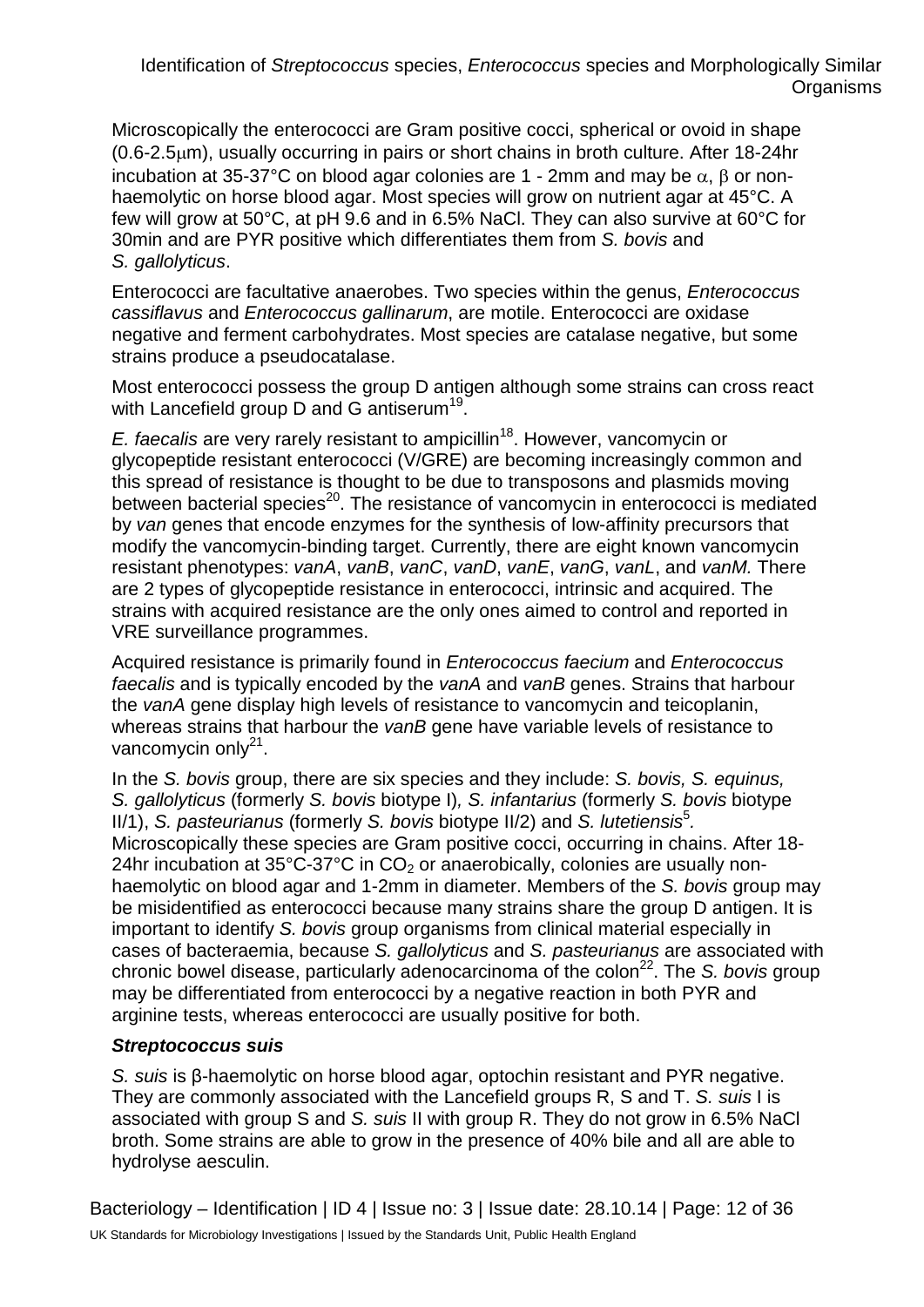Microscopically the enterococci are Gram positive cocci, spherical or ovoid in shape (0.6-2.5μm), usually occurring in pairs or short chains in broth culture. After 18-24hr incubation at 35-37°C on blood agar colonies are 1 - 2mm and may be α, β or non-haemolytic on horse blood agar. Most species will grow on nutrient agar at 45°C. A few will grow at 50°C, at pH 9.6 and in 6.5% NaCl. They can also survive at 60°C for 30min and are PYR positive which differentiates them from *S. bovis* and *S. gallolyticus*.

Enterococci are facultative anaerobes. Two species within the genus, *Enterococcus cassiflavus* and *Enterococcus gallinarum*, are motile. Enterococci are oxidase negative and ferment carbohydrates. Most species are catalase negative, but some strains produce a pseudocatalase.

Most enterococci possess the group D antigen although some strains can cross react with Lancefield group D and G antiserum[19].

*E. faecalis* are very rarely resistant to ampicillin[18]. However, vancomycin or glycopeptide resistant enterococci (V/GRE) are becoming increasingly common and this spread of resistance is thought to be due to transposons and plasmids moving between bacterial species[20]. The resistance of vancomycin in enterococci is mediated by *van* genes that encode enzymes for the synthesis of low-affinity precursors that modify the vancomycin-binding target. Currently, there are eight known vancomycin resistant phenotypes: *vanA*, *vanB*, *vanC*, *vanD*, *vanE*, *vanG*, *vanL*, and *vanM.* There are 2 types of glycopeptide resistance in enterococci, intrinsic and acquired. The strains with acquired resistance are the only ones aimed to control and reported in VRE surveillance programmes.

Acquired resistance is primarily found in *Enterococcus faecium* and *Enterococcus faecalis* and is typically encoded by the *vanA* and *vanB* genes. Strains that harbour the *vanA* gene display high levels of resistance to vancomycin and teicoplanin, whereas strains that harbour the *vanB* gene have variable levels of resistance to vancomycin only[21].

In the *S. bovis* group, there are six species and they include: *S. bovis, S. equinus, S. gallolyticus* (formerly *S. bovis* biotype I)*, S. infantarius* (formerly *S. bovis* biotype II/1), *S. pasteurianus* (formerly *S. bovis* biotype II/2) and *S. lutetiensis*[5]*.* Microscopically these species are Gram positive cocci, occurring in chains. After 18-24hr incubation at 35°C-37°C in $CO_2$ or anaerobically, colonies are usually non-haemolytic on blood agar and 1-2mm in diameter. Members of the *S. bovis* group may be misidentified as enterococci because many strains share the group D antigen. It is important to identify *S. bovis* group organisms from clinical material especially in cases of bacteraemia, because *S. gallolyticus* and *S. pasteurianus* are associated with chronic bowel disease, particularly adenocarcinoma of the colon[22]. The *S. bovis* group may be differentiated from enterococci by a negative reaction in both PYR and arginine tests, whereas enterococci are usually positive for both.

### ***Streptococcus suis***

*S. suis* is β-haemolytic on horse blood agar, optochin resistant and PYR negative. They are commonly associated with the Lancefield groups R, S and T. *S. suis* I is associated with group S and *S. suis* II with group R. They do not grow in 6.5% NaCl broth. Some strains are able to grow in the presence of 40% bile and all are able to hydrolyse aesculin.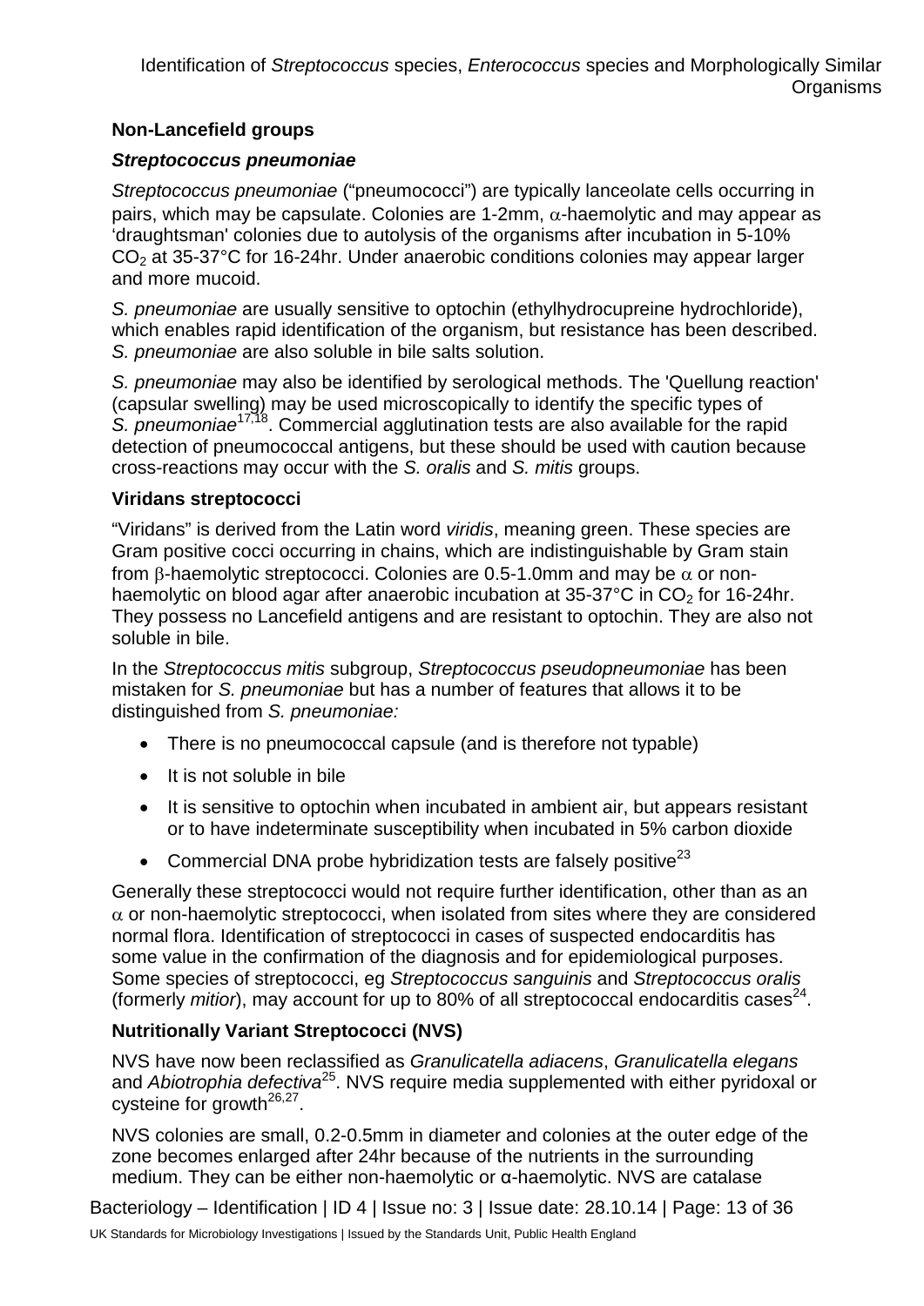**Non-Lancefield groups**

***Streptococcus pneumoniae***

*Streptococcus pneumoniae* ("pneumococci") are typically lanceolate cells occurring in pairs, which may be capsulate. Colonies are 1-2mm, $\alpha$-haemolytic and may appear as 'draughtsman' colonies due to autolysis of the organisms after incubation in 5-10% $CO_2$ at 35-37°C for 16-24hr. Under anaerobic conditions colonies may appear larger and more mucoid.

*S. pneumoniae* are usually sensitive to optochin (ethylhydrocupreine hydrochloride), which enables rapid identification of the organism, but resistance has been described. *S. pneumoniae* are also soluble in bile salts solution.

*S. pneumoniae* may also be identified by serological methods. The 'Quellung reaction' (capsular swelling) may be used microscopically to identify the specific types of *S. pneumoniae*[17,18]. Commercial agglutination tests are also available for the rapid detection of pneumococcal antigens, but these should be used with caution because cross-reactions may occur with the *S. oralis* and *S. mitis* groups.

**Viridans streptococci**

"Viridans" is derived from the Latin word *viridis*, meaning green. These species are Gram positive cocci occurring in chains, which are indistinguishable by Gram stain from $\beta$-haemolytic streptococci. Colonies are 0.5-1.0mm and may be $\alpha$ or non-haemolytic on blood agar after anaerobic incubation at 35-37°C in $CO_2$ for 16-24hr. They possess no Lancefield antigens and are resistant to optochin. They are also not soluble in bile.

In the *Streptococcus mitis* subgroup, *Streptococcus pseudopneumoniae* has been mistaken for *S. pneumoniae* but has a number of features that allows it to be distinguished from *S. pneumoniae:*

- There is no pneumococcal capsule (and is therefore not typable)
- It is not soluble in bile
- It is sensitive to optochin when incubated in ambient air, but appears resistant or to have indeterminate susceptibility when incubated in 5% carbon dioxide
- Commercial DNA probe hybridization tests are falsely positive[23]

Generally these streptococci would not require further identification, other than as an $\alpha$ or non-haemolytic streptococci, when isolated from sites where they are considered normal flora. Identification of streptococci in cases of suspected endocarditis has some value in the confirmation of the diagnosis and for epidemiological purposes. Some species of streptococci, eg *Streptococcus sanguinis* and *Streptococcus oralis* (formerly *mitior*), may account for up to 80% of all streptococcal endocarditis cases[24].

**Nutritionally Variant Streptococci (NVS)**

NVS have now been reclassified as *Granulicatella adiacens*, *Granulicatella elegans* and *Abiotrophia defectiva*[25]. NVS require media supplemented with either pyridoxal or cysteine for growth[26,27].

NVS colonies are small, 0.2-0.5mm in diameter and colonies at the outer edge of the zone becomes enlarged after 24hr because of the nutrients in the surrounding medium. They can be either non-haemolytic or α-haemolytic. NVS are catalase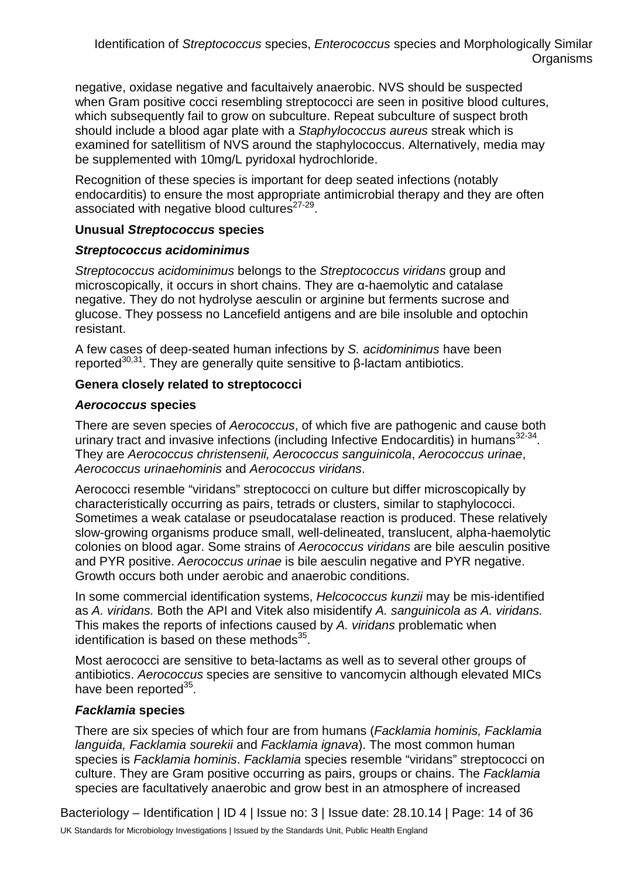negative, oxidase negative and facultaivety anaerobic. NVS should be suspected when Gram positive cocci resembling streptococci are seen in positive blood cultures, which subsequently fail to grow on subculture. Repeat subculture of suspect broth should include a blood agar plate with a *Staphylococcus aureus* streak which is examined for satellitism of NVS around the staphylococcus. Alternatively, media may be supplemented with 10mg/L pyridoxal hydrochloride.

Recognition of these species is important for deep seated infections (notably endocarditis) to ensure the most appropriate antimicrobial therapy and they are often associated with negative blood cultures[27-29].

**Unusual *Streptococcus* species**

***Streptococcus acidominimus***

*Streptococcus acidominimus* belongs to the *Streptococcus viridans* group and microscopically, it occurs in short chains. They are α-haemolytic and catalase negative. They do not hydrolyse aesculin or arginine but ferments sucrose and glucose. They possess no Lancefield antigens and are bile insoluble and optochin resistant.

A few cases of deep-seated human infections by *S. acidominimus* have been reported[30,31]. They are generally quite sensitive to β-lactam antibiotics.

**Genera closely related to streptococci**

***Aerococcus* species**

There are seven species of *Aerococcus*, of which five are pathogenic and cause both urinary tract and invasive infections (including Infective Endocarditis) in humans[32-34]. They are *Aerococcus christensenii, Aerococcus sanguinicola*, *Aerococcus urinae*, *Aerococcus urinaehominis* and *Aerococcus viridans*.

Aerococci resemble "viridans" streptococci on culture but differ microscopically by characteristically occurring as pairs, tetrads or clusters, similar to staphylococci. Sometimes a weak catalase or pseudocatalase reaction is produced. These relatively slow-growing organisms produce small, well-delineated, translucent, alpha-haemolytic colonies on blood agar. Some strains of *Aerococcus viridans* are bile aesculin positive and PYR positive. *Aerococcus urinae* is bile aesculin negative and PYR negative. Growth occurs both under aerobic and anaerobic conditions.

In some commercial identification systems, *Helcococcus kunzii* may be mis-identified as *A. viridans.* Both the API and Vitek also misidentify *A. sanguinicola as A. viridans.* This makes the reports of infections caused by *A. viridans* problematic when identification is based on these methods[35].

Most aerococci are sensitive to beta-lactams as well as to several other groups of antibiotics. *Aerococcus* species are sensitive to vancomycin although elevated MICs have been reported[35].

***Facklamia* species**

There are six species of which four are from humans (*Facklamia hominis, Facklamia languida, Facklamia sourekii* and *Facklamia ignava*). The most common human species is *Facklamia hominis*. *Facklamia* species resemble "viridans" streptococci on culture. They are Gram positive occurring as pairs, groups or chains. The *Facklamia* species are facultatively anaerobic and grow best in an atmosphere of increased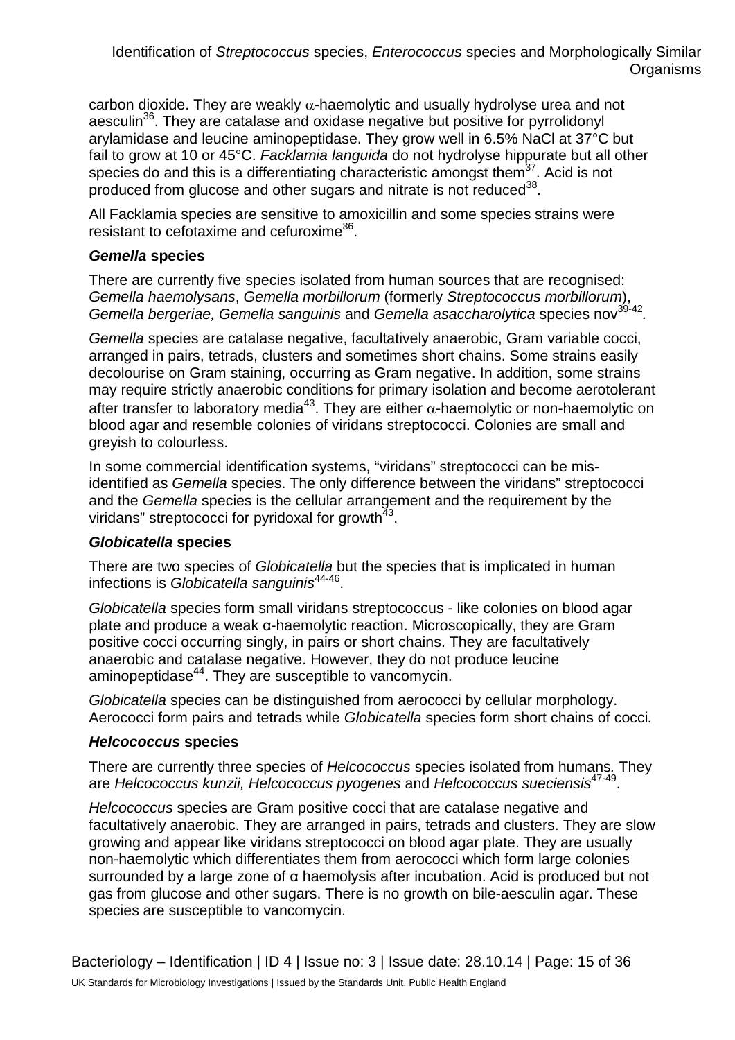carbon dioxide. They are weakly α-haemolytic and usually hydrolyse urea and not aesculin[36]. They are catalase and oxidase negative but positive for pyrrolidonyl arylamidase and leucine aminopeptidase. They grow well in 6.5% NaCl at 37°C but fail to grow at 10 or 45°C. *Facklamia languida* do not hydrolyse hippurate but all other species do and this is a differentiating characteristic amongst them[37]. Acid is not produced from glucose and other sugars and nitrate is not reduced[38].

All Facklamia species are sensitive to amoxicillin and some species strains were resistant to cefotaxime and cefuroxime[36].

### *Gemella* species

There are currently five species isolated from human sources that are recognised: *Gemella haemolysans*, *Gemella morbillorum* (formerly *Streptococcus morbillorum*), *Gemella bergeriae, Gemella sanguinis* and *Gemella asaccharolytica* species nov[39-42].

*Gemella* species are catalase negative, facultatively anaerobic, Gram variable cocci, arranged in pairs, tetrads, clusters and sometimes short chains. Some strains easily decolourise on Gram staining, occurring as Gram negative. In addition, some strains may require strictly anaerobic conditions for primary isolation and become aerotolerant after transfer to laboratory media[43]. They are either α-haemolytic or non-haemolytic on blood agar and resemble colonies of viridans streptococci. Colonies are small and greyish to colourless.

In some commercial identification systems, "viridans" streptococci can be mis-identified as *Gemella* species. The only difference between the viridans" streptococci and the *Gemella* species is the cellular arrangement and the requirement by the viridans" streptococci for pyridoxal for growth[43].

### *Globicatella* species

There are two species of *Globicatella* but the species that is implicated in human infections is *Globicatella sanguinis*[44-46].

*Globicatella* species form small viridans streptococcus - like colonies on blood agar plate and produce a weak α-haemolytic reaction. Microscopically, they are Gram positive cocci occurring singly, in pairs or short chains. They are facultatively anaerobic and catalase negative. However, they do not produce leucine aminopeptidase[44]. They are susceptible to vancomycin.

*Globicatella* species can be distinguished from aerococci by cellular morphology. Aerococci form pairs and tetrads while *Globicatella* species form short chains of cocci.

### *Helcococcus* species

There are currently three species of *Helcococcus* species isolated from humans. They are *Helcococcus kunzii, Helcococcus pyogenes* and *Helcococcus sueciensis*[47-49].

*Helcococcus* species are Gram positive cocci that are catalase negative and facultatively anaerobic. They are arranged in pairs, tetrads and clusters. They are slow growing and appear like viridans streptococci on blood agar plate. They are usually non-haemolytic which differentiates them from aerococci which form large colonies surrounded by a large zone of α haemolysis after incubation. Acid is produced but not gas from glucose and other sugars. There is no growth on bile-aesculin agar. These species are susceptible to vancomycin.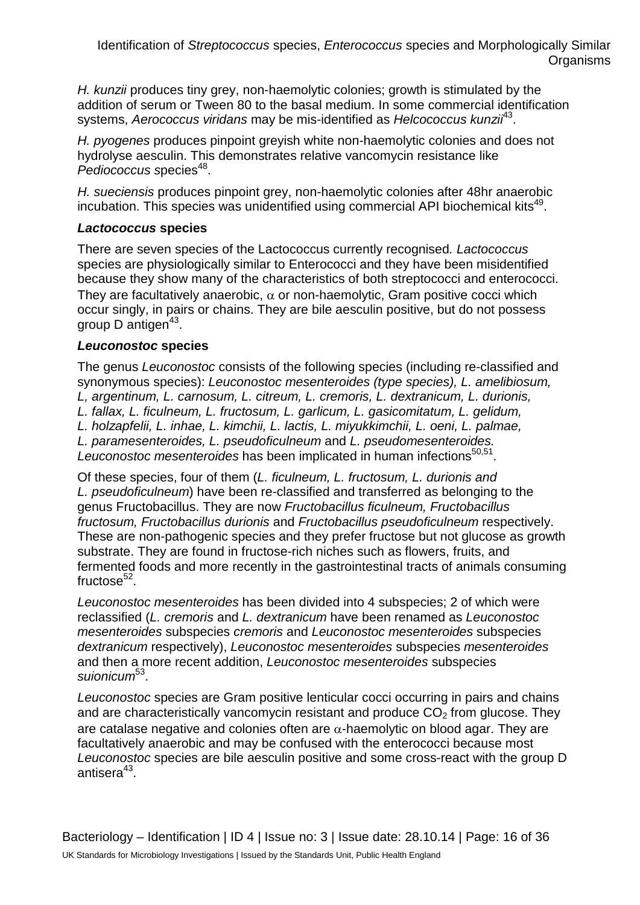*H. kunzii* produces tiny grey, non-haemolytic colonies; growth is stimulated by the addition of serum or Tween 80 to the basal medium. In some commercial identification systems, *Aerococcus viridans* may be mis-identified as *Helcococcus kunzii*[43].

*H. pyogenes* produces pinpoint greyish white non-haemolytic colonies and does not hydrolyse aesculin. This demonstrates relative vancomycin resistance like *Pediococcus* species[48].

*H. sueciensis* produces pinpoint grey, non-haemolytic colonies after 48hr anaerobic incubation. This species was unidentified using commercial API biochemical kits[49].

### *Lactococcus* species

There are seven species of the Lactococcus currently recognised. *Lactococcus* species are physiologically similar to Enterococci and they have been misidentified because they show many of the characteristics of both streptococci and enterococci. They are facultatively anaerobic, $\alpha$ or non-haemolytic, Gram positive cocci which occur singly, in pairs or chains. They are bile aesculin positive, but do not possess group D antigen[43].

### *Leuconostoc* species

The genus *Leuconostoc* consists of the following species (including re-classified and synonymous species): *Leuconostoc mesenteroides (type species), L. amelibiosum, L, argentinum, L. carnosum, L. citreum, L. cremoris, L. dextranicum, L. durionis, L. fallax, L. ficulneum, L. fructosum, L. garlicum, L. gasicomitatum, L. gelidum, L. holzapfelii, L. inhae, L. kimchii, L. lactis, L. miyukkimchii, L. oeni, L. palmae, L. paramesenteroides, L. pseudoficulneum* and *L. pseudomesenteroides. Leuconostoc mesenteroides* has been implicated in human infections[50,51].

Of these species, four of them (*L. ficulneum, L. fructosum, L. durionis and L. pseudoficulneum*) have been re-classified and transferred as belonging to the genus Fructobacillus. They are now *Fructobacillus ficulneum, Fructobacillus fructosum, Fructobacillus durionis* and *Fructobacillus pseudoficulneum* respectively. These are non-pathogenic species and they prefer fructose but not glucose as growth substrate. They are found in fructose-rich niches such as flowers, fruits, and fermented foods and more recently in the gastrointestinal tracts of animals consuming fructose[52].

*Leuconostoc mesenteroides* has been divided into 4 subspecies; 2 of which were reclassified (*L. cremoris* and *L. dextranicum* have been renamed as *Leuconostoc mesenteroides* subspecies *cremoris* and *Leuconostoc mesenteroides* subspecies *dextranicum* respectively), *Leuconostoc mesenteroides* subspecies *mesenteroides* and then a more recent addition, *Leuconostoc mesenteroides* subspecies *suionicum*[53].

*Leuconostoc* species are Gram positive lenticular cocci occurring in pairs and chains and are characteristically vancomycin resistant and produce $CO_2$ from glucose. They are catalase negative and colonies often are $\alpha$-haemolytic on blood agar. They are facultatively anaerobic and may be confused with the enterococci because most *Leuconostoc* species are bile aesculin positive and some cross-react with the group D antisera[43].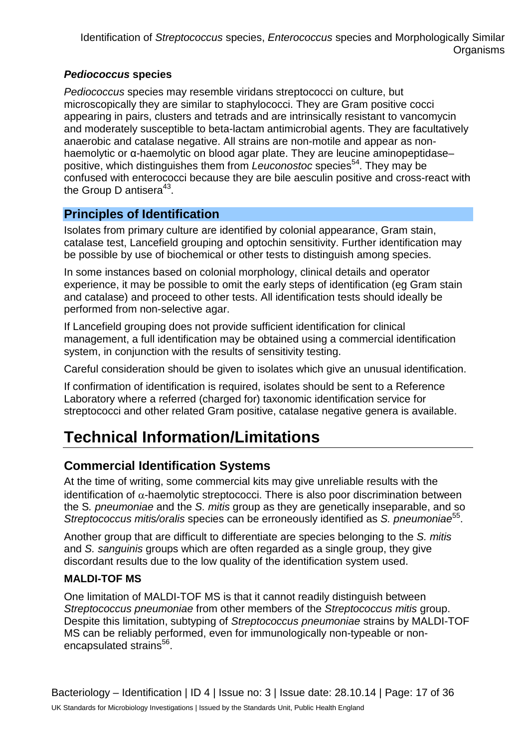### *Pediococcus* species

*Pediococcus* species may resemble viridans streptococci on culture, but microscopically they are similar to staphylococci. They are Gram positive cocci appearing in pairs, clusters and tetrads and are intrinsically resistant to vancomycin and moderately susceptible to beta-lactam antimicrobial agents. They are facultatively anaerobic and catalase negative. All strains are non-motile and appear as non-haemolytic or α-haemolytic on blood agar plate. They are leucine aminopeptidase–positive, which distinguishes them from *Leuconostoc* species[54]. They may be confused with enterococci because they are bile aesculin positive and cross-react with the Group D antisera[43].

## Principles of Identification

Isolates from primary culture are identified by colonial appearance, Gram stain, catalase test, Lancefield grouping and optochin sensitivity. Further identification may be possible by use of biochemical or other tests to distinguish among species.

In some instances based on colonial morphology, clinical details and operator experience, it may be possible to omit the early steps of identification (eg Gram stain and catalase) and proceed to other tests. All identification tests should ideally be performed from non-selective agar.

If Lancefield grouping does not provide sufficient identification for clinical management, a full identification may be obtained using a commercial identification system, in conjunction with the results of sensitivity testing.

Careful consideration should be given to isolates which give an unusual identification.

If confirmation of identification is required, isolates should be sent to a Reference Laboratory where a referred (charged for) taxonomic identification service for streptococci and other related Gram positive, catalase negative genera is available.

# Technical Information/Limitations

## Commercial Identification Systems

At the time of writing, some commercial kits may give unreliable results with the identification of α-haemolytic streptococci. There is also poor discrimination between the *S. pneumoniae* and the *S. mitis* group as they are genetically inseparable, and so *Streptococcus mitis/oralis* species can be erroneously identified as *S. pneumoniae*[55].

Another group that are difficult to differentiate are species belonging to the *S. mitis* and *S. sanguinis* groups which are often regarded as a single group, they give discordant results due to the low quality of the identification system used.

### MALDI-TOF MS

One limitation of MALDI-TOF MS is that it cannot readily distinguish between *Streptococcus pneumoniae* from other members of the *Streptococcus mitis* group. Despite this limitation, subtyping of *Streptococcus pneumoniae* strains by MALDI-TOF MS can be reliably performed, even for immunologically non-typeable or non-encapsulated strains[56].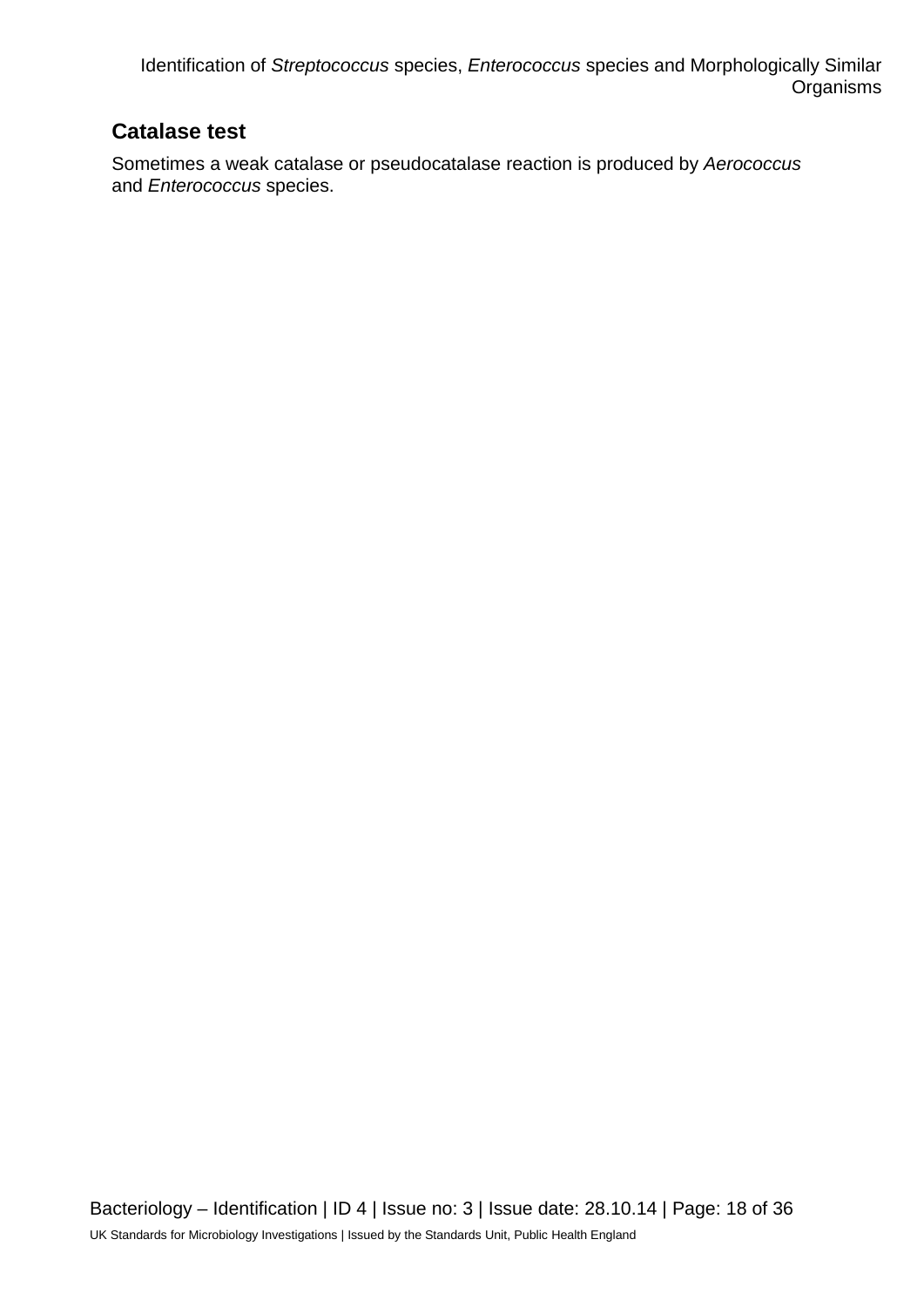### Catalase test

Sometimes a weak catalase or pseudocatalase reaction is produced by *Aerococcus* and *Enterococcus* species.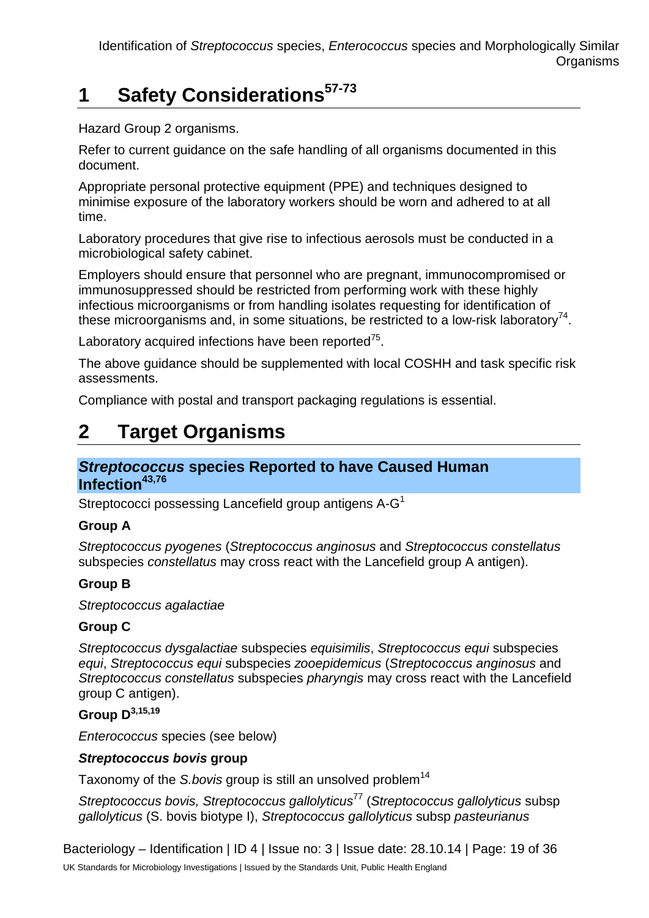# 1 Safety Considerations[57-73]

Hazard Group 2 organisms.

Refer to current guidance on the safe handling of all organisms documented in this document.

Appropriate personal protective equipment (PPE) and techniques designed to minimise exposure of the laboratory workers should be worn and adhered to at all time.

Laboratory procedures that give rise to infectious aerosols must be conducted in a microbiological safety cabinet.

Employers should ensure that personnel who are pregnant, immunocompromised or immunosuppressed should be restricted from performing work with these highly infectious microorganisms or from handling isolates requesting for identification of these microorganisms and, in some situations, be restricted to a low-risk laboratory[74].

Laboratory acquired infections have been reported[75].

The above guidance should be supplemented with local COSHH and task specific risk assessments.

Compliance with postal and transport packaging regulations is essential.

# 2 Target Organisms

### *Streptococcus* species Reported to have Caused Human Infection[43,76]

Streptococci possessing Lancefield group antigens A-G[1]

**Group A**

*Streptococcus pyogenes* (*Streptococcus anginosus* and *Streptococcus constellatus* subspecies *constellatus* may cross react with the Lancefield group A antigen).

**Group B**

*Streptococcus agalactiae*

**Group C**

*Streptococcus dysgalactiae* subspecies *equisimilis*, *Streptococcus equi* subspecies *equi*, *Streptococcus equi* subspecies *zooepidemicus* (*Streptococcus anginosus* and *Streptococcus constellatus* subspecies *pharyngis* may cross react with the Lancefield group C antigen).

**Group D[3,15,19]**

*Enterococcus* species (see below)

***Streptococcus bovis* group**

Taxonomy of the *S.bovis* group is still an unsolved problem[14]

*Streptococcus bovis, Streptococcus gallolyticus*[77] (*Streptococcus gallolyticus* subsp *gallolyticus* (S. bovis biotype I), *Streptococcus gallolyticus* subsp *pasteurianus*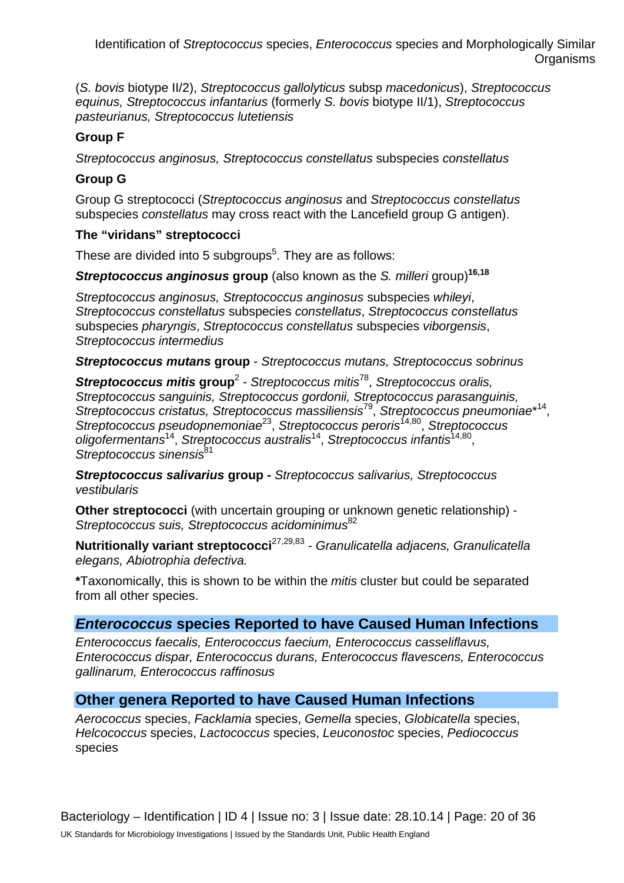(*S. bovis* biotype II/2), *Streptococcus gallolyticus* subsp *macedonicus*), *Streptococcus equinus, Streptococcus infantarius* (formerly *S. bovis* biotype II/1), *Streptococcus pasteurianus, Streptococcus lutetiensis*

**Group F**

*Streptococcus anginosus, Streptococcus constellatus* subspecies *constellatus*

**Group G**

Group G streptococci (*Streptococcus anginosus* and *Streptococcus constellatus* subspecies *constellatus* may cross react with the Lancefield group G antigen).

**The "viridans" streptococci**

These are divided into 5 subgroups[5]. They are as follows:

***Streptococcus anginosus* group** (also known as the *S. milleri* group)[16,18]

*Streptococcus anginosus, Streptococcus anginosus* subspecies *whileyi*, *Streptococcus constellatus* subspecies *constellatus*, *Streptococcus constellatus* subspecies *pharyngis*, *Streptococcus constellatus* subspecies *viborgensis*, *Streptococcus intermedius*

***Streptococcus mutans* group** - *Streptococcus mutans, Streptococcus sobrinus*

***Streptococcus mitis* group**[2] - *Streptococcus mitis*[78], *Streptococcus oralis, Streptococcus sanguinis, Streptococcus gordonii, Streptococcus parasanguinis, Streptococcus cristatus, Streptococcus massiliensis*[79], *Streptococcus pneumoniae**[14], *Streptococcus pseudopnemoniae*[23], *Streptococcus peroris*[14,80], *Streptococcus oligofermentans*[14], *Streptococcus australis*[14], *Streptococcus infantis*[14,80], *Streptococcus sinensis*[81]

***Streptococcus salivarius* group -** *Streptococcus salivarius, Streptococcus vestibularis*

**Other streptococci** (with uncertain grouping or unknown genetic relationship) - *Streptococcus suis, Streptococcus acidominimus*[82]

**Nutritionally variant streptococci**[27,29,83] - *Granulicatella adjacens, Granulicatella elegans, Abiotrophia defectiva.*

**\***Taxonomically, this is shown to be within the *mitis* cluster but could be separated from all other species.

## *Enterococcus* species Reported to have Caused Human Infections

*Enterococcus faecalis, Enterococcus faecium, Enterococcus casseliflavus, Enterococcus dispar, Enterococcus durans, Enterococcus flavescens, Enterococcus gallinarum, Enterococcus raffinosus*

## Other genera Reported to have Caused Human Infections

*Aerococcus* species, *Facklamia* species, *Gemella* species, *Globicatella* species, *Helcococcus* species, *Lactococcus* species, *Leuconostoc* species, *Pediococcus* species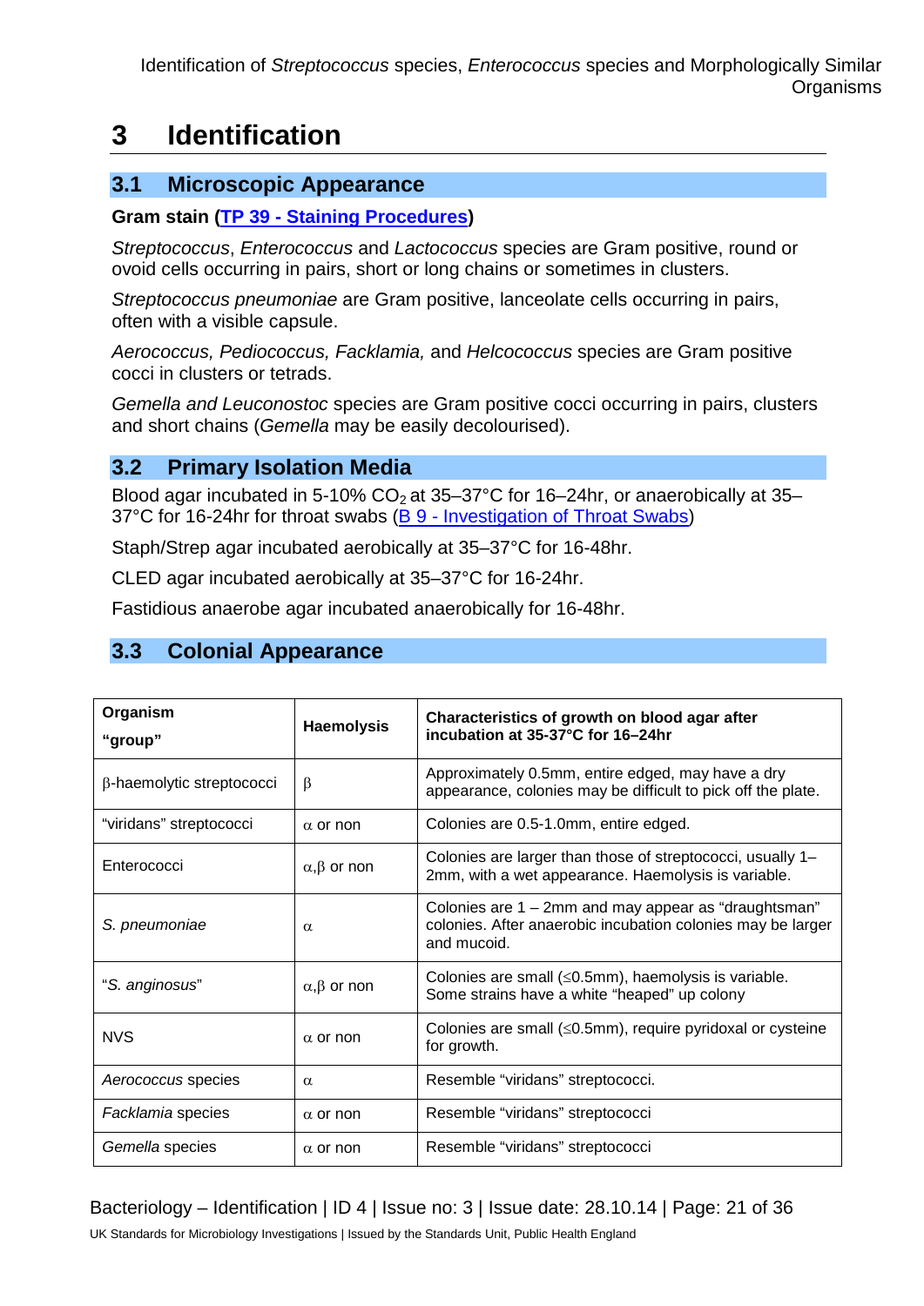# 3 Identification

## 3.1 Microscopic Appearance

**Gram stain (TP 39 - Staining Procedures)**

*Streptococcus*, *Enterococcus* and *Lactococcus* species are Gram positive, round or ovoid cells occurring in pairs, short or long chains or sometimes in clusters.

*Streptococcus pneumoniae* are Gram positive, lanceolate cells occurring in pairs, often with a visible capsule.

*Aerococcus, Pediococcus, Facklamia,* and *Helcococcus* species are Gram positive cocci in clusters or tetrads.

*Gemella and Leuconostoc* species are Gram positive cocci occurring in pairs, clusters and short chains (*Gemella* may be easily decolourised).

## 3.2 Primary Isolation Media

Blood agar incubated in 5-10% $CO_2$ at 35–37°C for 16–24hr, or anaerobically at 35–37°C for 16-24hr for throat swabs (B 9 - Investigation of Throat Swabs)

Staph/Strep agar incubated aerobically at 35–37°C for 16-48hr.

CLED agar incubated aerobically at 35–37°C for 16-24hr.

Fastidious anaerobe agar incubated anaerobically for 16-48hr.

## 3.3 Colonial Appearance

| **Organism "group"** | **Haemolysis** | **Characteristics of growth on blood agar after incubation at 35-37°C for 16–24hr** |
|---|---|---|
| β-haemolytic streptococci | β | Approximately 0.5mm, entire edged, may have a dry appearance, colonies may be difficult to pick off the plate. |
| "viridans" streptococci | α or non | Colonies are 0.5-1.0mm, entire edged. |
| Enterococci | α,β or non | Colonies are larger than those of streptococci, usually 1–2mm, with a wet appearance. Haemolysis is variable. |
| *S. pneumoniae* | α | Colonies are 1 – 2mm and may appear as "draughtsman" colonies. After anaerobic incubation colonies may be larger and mucoid. |
| "*S. anginosus*" | α,β or non | Colonies are small (≤0.5mm), haemolysis is variable. Some strains have a white "heaped" up colony |
| NVS | α or non | Colonies are small (≤0.5mm), require pyridoxal or cysteine for growth. |
| *Aerococcus* species | α | Resemble "viridans" streptococci. |
| *Facklamia* species | α or non | Resemble "viridans" streptococci |
| *Gemella* species | α or non | Resemble "viridans" streptococci |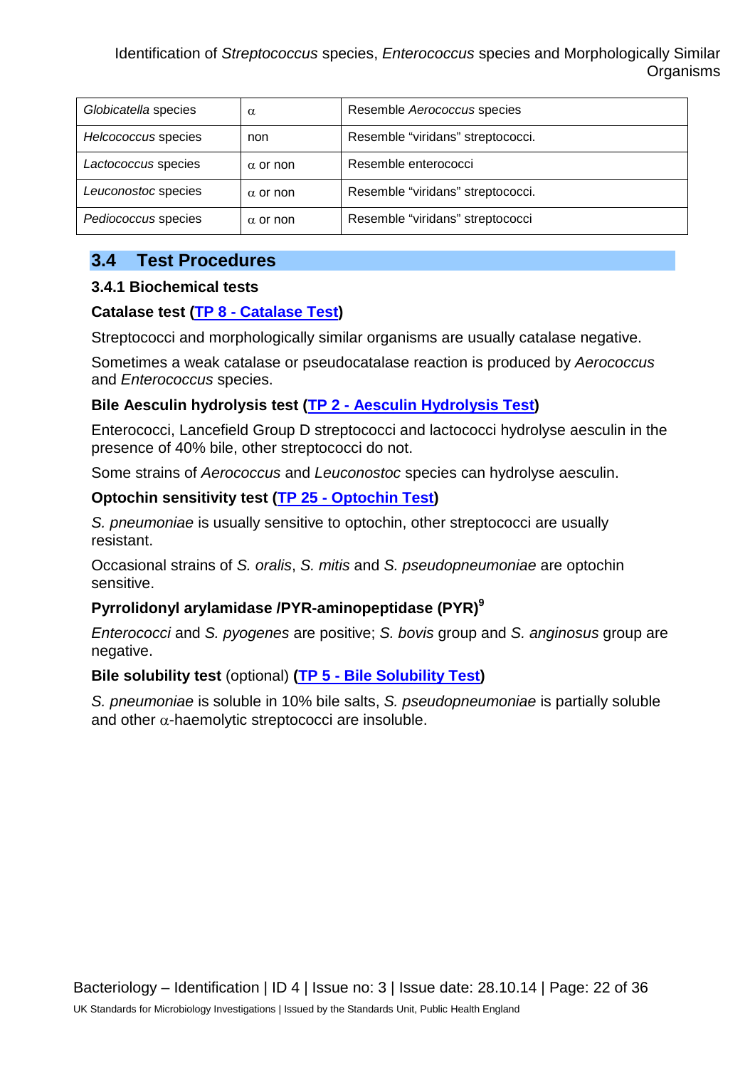| *Globicatella* species | α | Resemble *Aerococcus* species |
|---|---|---|
| *Helcococcus* species | non | Resemble "viridans" streptococci. |
| *Lactococcus* species | α or non | Resemble enterococci |
| *Leuconostoc* species | α or non | Resemble "viridans" streptococci. |
| *Pediococcus* species | α or non | Resemble "viridans" streptococci |

## 3.4 Test Procedures

### 3.4.1 Biochemical tests

**Catalase test (TP 8 - Catalase Test)**

Streptococci and morphologically similar organisms are usually catalase negative.

Sometimes a weak catalase or pseudocatalase reaction is produced by *Aerococcus* and *Enterococcus* species.

**Bile Aesculin hydrolysis test (TP 2 - Aesculin Hydrolysis Test)**

Enterococci, Lancefield Group D streptococci and lactococci hydrolyse aesculin in the presence of 40% bile, other streptococci do not.

Some strains of *Aerococcus* and *Leuconostoc* species can hydrolyse aesculin.

**Optochin sensitivity test (TP 25 - Optochin Test)**

*S. pneumoniae* is usually sensitive to optochin, other streptococci are usually resistant.

Occasional strains of *S. oralis*, *S. mitis* and *S. pseudopneumoniae* are optochin sensitive.

**Pyrrolidonyl arylamidase /PYR-aminopeptidase (PYR)**[9]

*Enterococci* and *S. pyogenes* are positive; *S. bovis* group and *S. anginosus* group are negative.

**Bile solubility test** (optional) **(TP 5 - Bile Solubility Test)**

*S. pneumoniae* is soluble in 10% bile salts, *S. pseudopneumoniae* is partially soluble and other α-haemolytic streptococci are insoluble.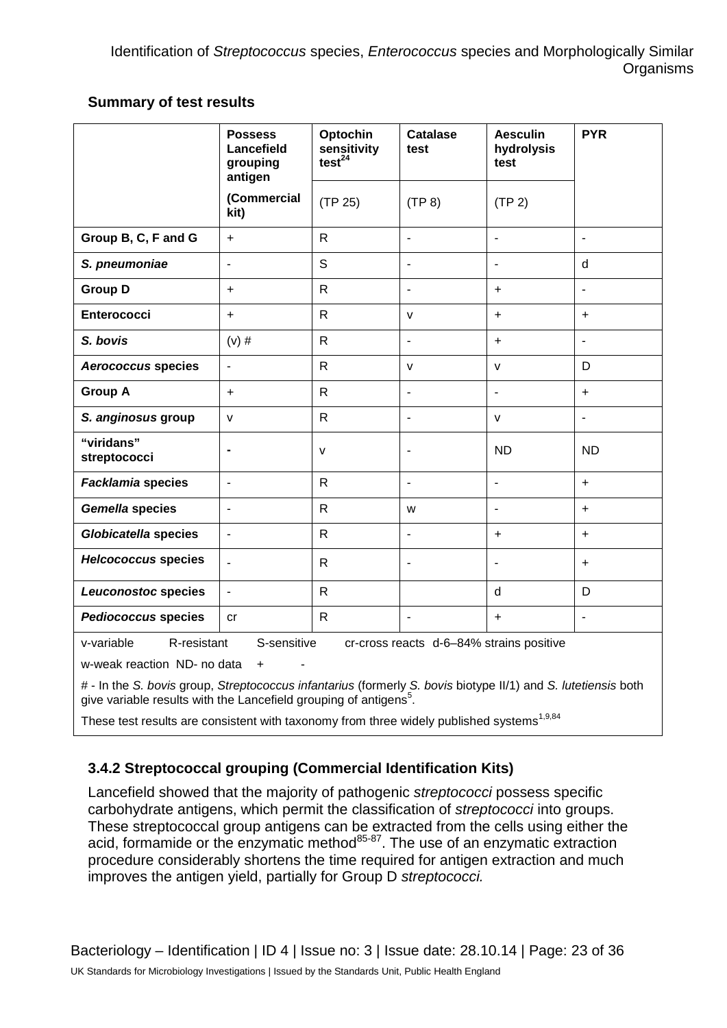**Summary of test results**

| | Possess Lancefield grouping antigen (Commercial kit) | Optochin sensitivity test[24] (TP 25) | Catalase test (TP 8) | Aesculin hydrolysis test (TP 2) | PYR |
|---|---|---|---|---|---|
| **Group B, C, F and G** | + | R | - | - | - |
| ***S. pneumoniae*** | - | S | - | - | d |
| **Group D** | + | R | - | + | - |
| **Enterococci** | + | R | v | + | + |
| ***S. bovis*** | (v) # | R | - | + | - |
| ***Aerococcus* species** | - | R | v | v | D |
| **Group A** | + | R | - | - | + |
| ***S. anginosus* group** | v | R | - | v | - |
| **"viridans" streptococci** | - | v | - | ND | ND |
| ***Facklamia* species** | - | R | - | - | + |
| ***Gemella* species** | - | R | w | - | + |
| ***Globicatella* species** | - | R | - | + | + |
| ***Helcococcus* species** | - | R | - | - | + |
| ***Leuconostoc* species** | - | R | | d | D |
| ***Pediococcus* species** | cr | R | - | + | - |

v-variable R-resistant S-sensitive cr-cross reacts d-6–84% strains positive

w-weak reaction ND- no data + -

# - In the *S. bovis* group, *Streptococcus infantarius* (formerly *S. bovis* biotype II/1) and *S. lutetiensis* both give variable results with the Lancefield grouping of antigens[5].

These test results are consistent with taxonomy from three widely published systems[1,9,84]

### 3.4.2 Streptococcal grouping (Commercial Identification Kits)

Lancefield showed that the majority of pathogenic *streptococci* possess specific carbohydrate antigens, which permit the classification of *streptococci* into groups. These streptococcal group antigens can be extracted from the cells using either the acid, formamide or the enzymatic method[85-87]. The use of an enzymatic extraction procedure considerably shortens the time required for antigen extraction and much improves the antigen yield, partially for Group D *streptococci.*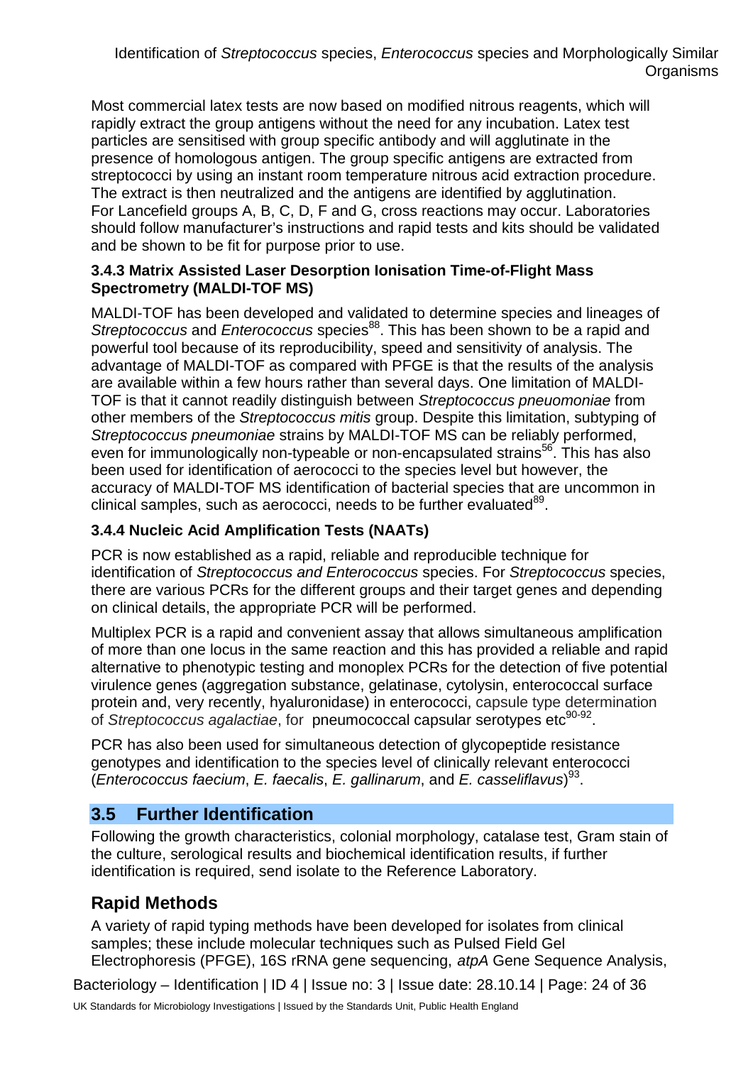Most commercial latex tests are now based on modified nitrous reagents, which will rapidly extract the group antigens without the need for any incubation. Latex test particles are sensitised with group specific antibody and will agglutinate in the presence of homologous antigen. The group specific antigens are extracted from streptococci by using an instant room temperature nitrous acid extraction procedure. The extract is then neutralized and the antigens are identified by agglutination. For Lancefield groups A, B, C, D, F and G, cross reactions may occur. Laboratories should follow manufacturer's instructions and rapid tests and kits should be validated and be shown to be fit for purpose prior to use.

### 3.4.3 Matrix Assisted Laser Desorption Ionisation Time-of-Flight Mass Spectrometry (MALDI-TOF MS)

MALDI-TOF has been developed and validated to determine species and lineages of *Streptococcus* and *Enterococcus* species[88]. This has been shown to be a rapid and powerful tool because of its reproducibility, speed and sensitivity of analysis. The advantage of MALDI-TOF as compared with PFGE is that the results of the analysis are available within a few hours rather than several days. One limitation of MALDI-TOF is that it cannot readily distinguish between *Streptococcus pneuomoniae* from other members of the *Streptococcus mitis* group. Despite this limitation, subtyping of *Streptococcus pneumoniae* strains by MALDI-TOF MS can be reliably performed, even for immunologically non-typeable or non-encapsulated strains[56]. This has also been used for identification of aerococci to the species level but however, the accuracy of MALDI-TOF MS identification of bacterial species that are uncommon in clinical samples, such as aerococci, needs to be further evaluated[89].

### 3.4.4 Nucleic Acid Amplification Tests (NAATs)

PCR is now established as a rapid, reliable and reproducible technique for identification of *Streptococcus and Enterococcus* species. For *Streptococcus* species, there are various PCRs for the different groups and their target genes and depending on clinical details, the appropriate PCR will be performed.

Multiplex PCR is a rapid and convenient assay that allows simultaneous amplification of more than one locus in the same reaction and this has provided a reliable and rapid alternative to phenotypic testing and monoplex PCRs for the detection of five potential virulence genes (aggregation substance, gelatinase, cytolysin, enterococcal surface protein and, very recently, hyaluronidase) in enterococci, capsule type determination of *Streptococcus agalactiae*, for pneumococcal capsular serotypes etc[90-92].

PCR has also been used for simultaneous detection of glycopeptide resistance genotypes and identification to the species level of clinically relevant enterococci (*Enterococcus faecium*, *E. faecalis*, *E. gallinarum*, and *E. casseliflavus*)[93].

## 3.5 Further Identification

Following the growth characteristics, colonial morphology, catalase test, Gram stain of the culture, serological results and biochemical identification results, if further identification is required, send isolate to the Reference Laboratory.

## Rapid Methods

A variety of rapid typing methods have been developed for isolates from clinical samples; these include molecular techniques such as Pulsed Field Gel Electrophoresis (PFGE), 16S rRNA gene sequencing, *atpA* Gene Sequence Analysis,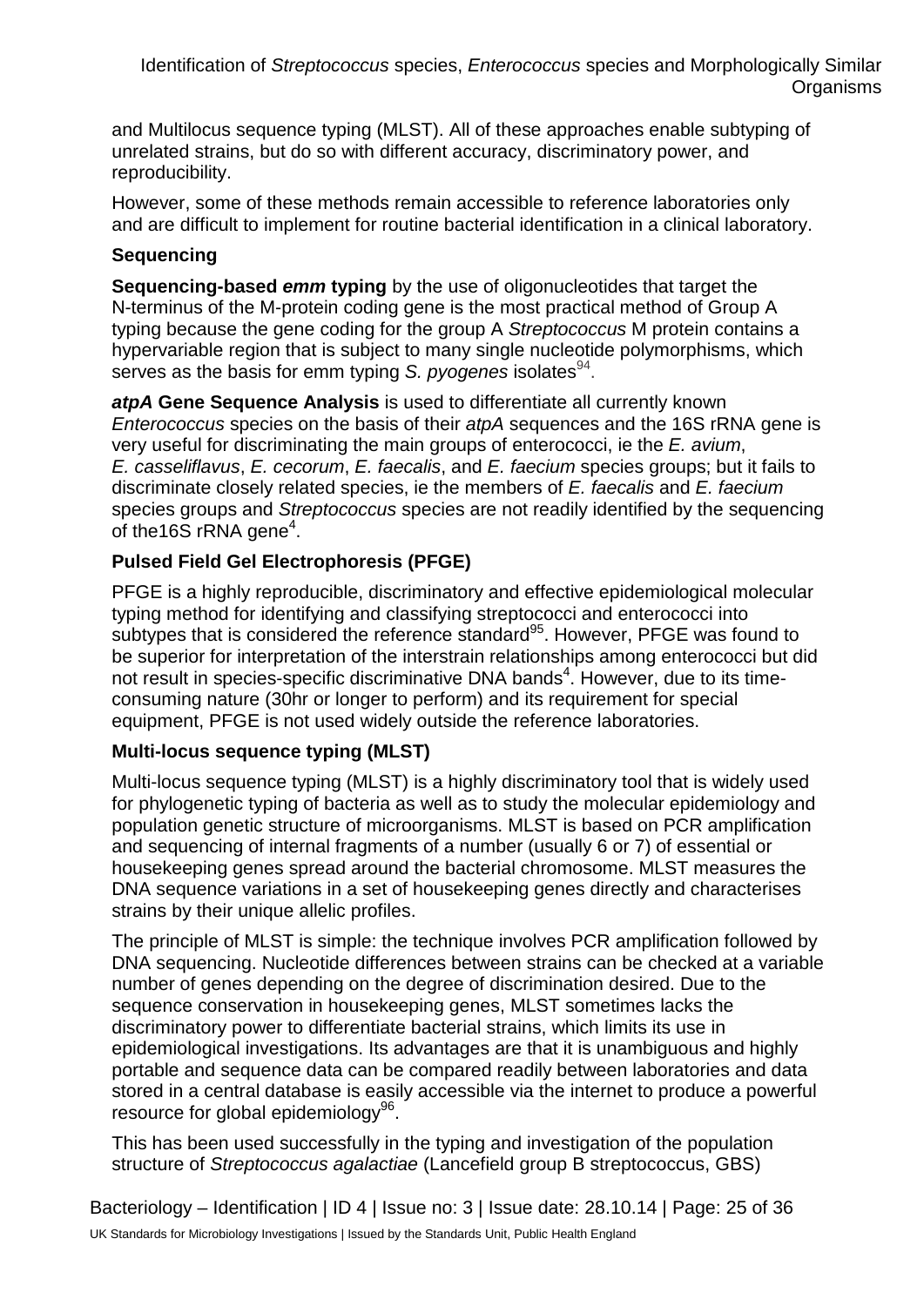and Multilocus sequence typing (MLST). All of these approaches enable subtyping of unrelated strains, but do so with different accuracy, discriminatory power, and reproducibility.

However, some of these methods remain accessible to reference laboratories only and are difficult to implement for routine bacterial identification in a clinical laboratory.

### Sequencing

**Sequencing-based *emm* typing** by the use of oligonucleotides that target the N-terminus of the M-protein coding gene is the most practical method of Group A typing because the gene coding for the group A *Streptococcus* M protein contains a hypervariable region that is subject to many single nucleotide polymorphisms, which serves as the basis for emm typing *S. pyogenes* isolates[94].

***atpA* Gene Sequence Analysis** is used to differentiate all currently known *Enterococcus* species on the basis of their *atpA* sequences and the 16S rRNA gene is very useful for discriminating the main groups of enterococci, ie the *E. avium*, *E. casseliflavus*, *E. cecorum*, *E. faecalis*, and *E. faecium* species groups; but it fails to discriminate closely related species, ie the members of *E. faecalis* and *E. faecium* species groups and *Streptococcus* species are not readily identified by the sequencing of the16S rRNA gene[4].

### Pulsed Field Gel Electrophoresis (PFGE)

PFGE is a highly reproducible, discriminatory and effective epidemiological molecular typing method for identifying and classifying streptococci and enterococci into subtypes that is considered the reference standard[95]. However, PFGE was found to be superior for interpretation of the interstrain relationships among enterococci but did not result in species-specific discriminative DNA bands[4]. However, due to its time-consuming nature (30hr or longer to perform) and its requirement for special equipment, PFGE is not used widely outside the reference laboratories.

### Multi-locus sequence typing (MLST)

Multi-locus sequence typing (MLST) is a highly discriminatory tool that is widely used for phylogenetic typing of bacteria as well as to study the molecular epidemiology and population genetic structure of microorganisms. MLST is based on PCR amplification and sequencing of internal fragments of a number (usually 6 or 7) of essential or housekeeping genes spread around the bacterial chromosome. MLST measures the DNA sequence variations in a set of housekeeping genes directly and characterises strains by their unique allelic profiles.

The principle of MLST is simple: the technique involves PCR amplification followed by DNA sequencing. Nucleotide differences between strains can be checked at a variable number of genes depending on the degree of discrimination desired. Due to the sequence conservation in housekeeping genes, MLST sometimes lacks the discriminatory power to differentiate bacterial strains, which limits its use in epidemiological investigations. Its advantages are that it is unambiguous and highly portable and sequence data can be compared readily between laboratories and data stored in a central database is easily accessible via the internet to produce a powerful resource for global epidemiology[96].

This has been used successfully in the typing and investigation of the population structure of *Streptococcus agalactiae* (Lancefield group B streptococcus, GBS)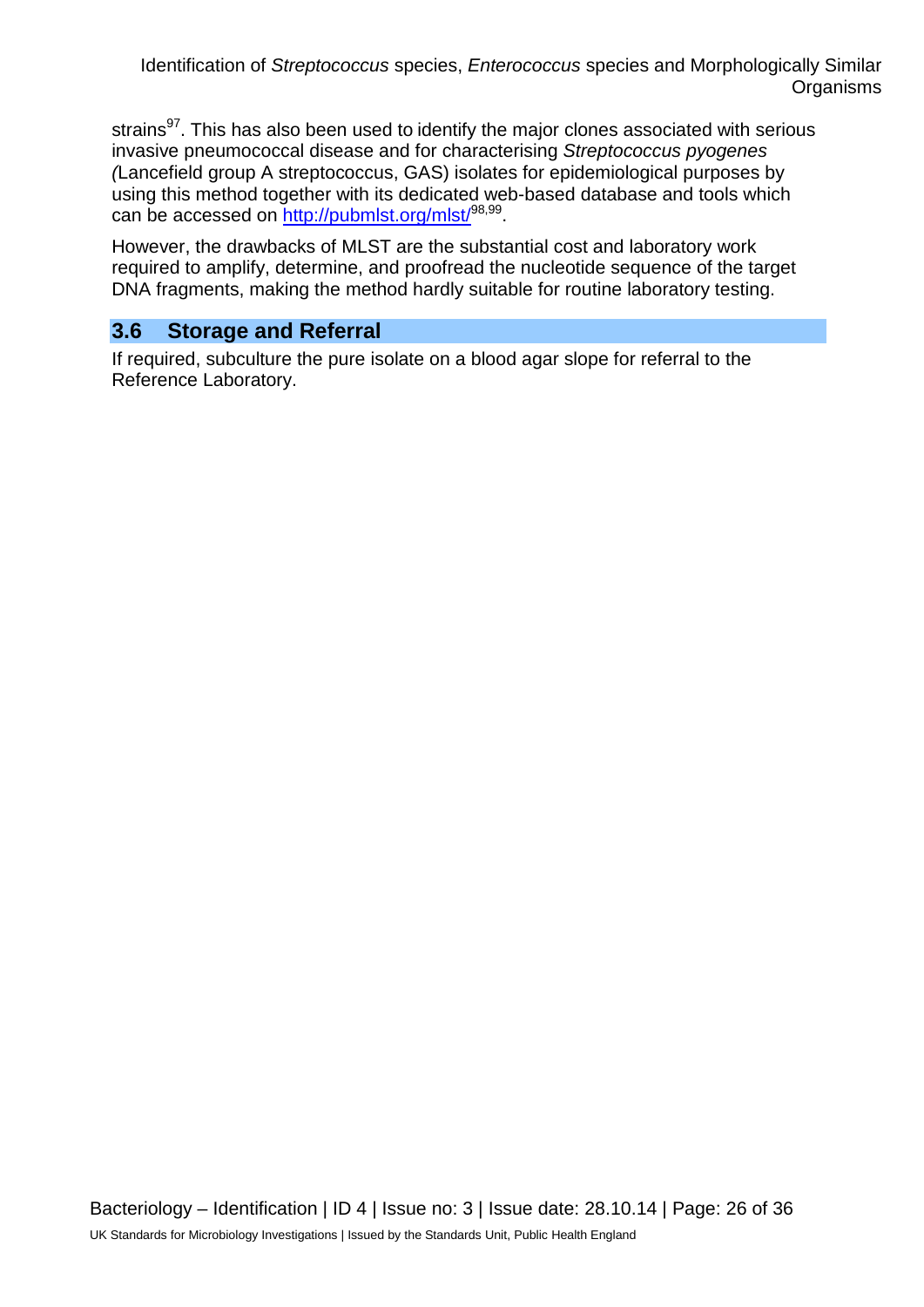strains[97]. This has also been used to identify the major clones associated with serious invasive pneumococcal disease and for characterising *Streptococcus pyogenes* (Lancefield group A streptococcus, GAS) isolates for epidemiological purposes by using this method together with its dedicated web-based database and tools which can be accessed on http://pubmlst.org/mlst/[98,99].

However, the drawbacks of MLST are the substantial cost and laboratory work required to amplify, determine, and proofread the nucleotide sequence of the target DNA fragments, making the method hardly suitable for routine laboratory testing.

## 3.6 Storage and Referral

If required, subculture the pure isolate on a blood agar slope for referral to the Reference Laboratory.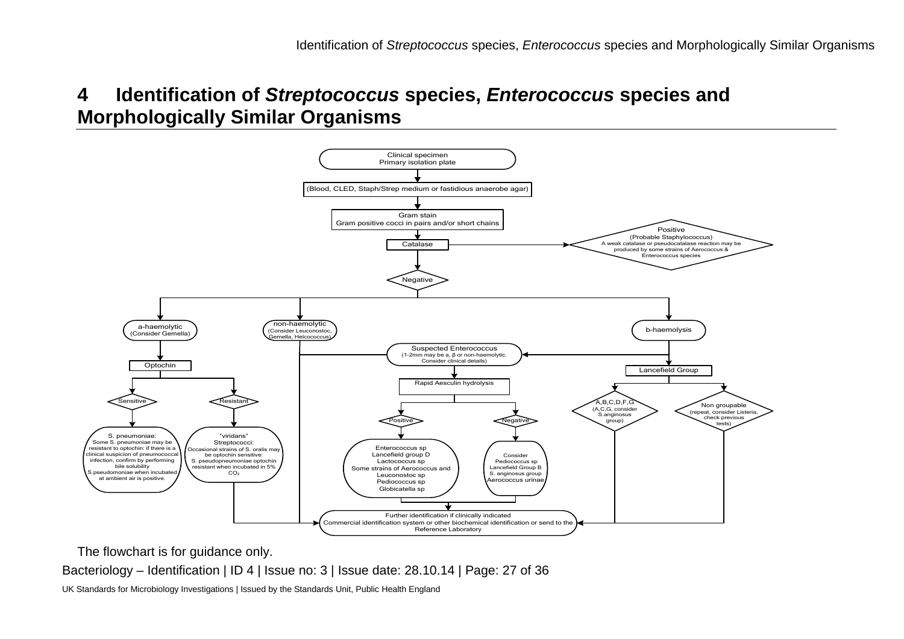# 4 Identification of *Streptococcus* species, *Enterococcus* species and Morphologically Similar Organisms

Clinical specimen
Primary isolation plate

(Blood, CLED, Staph/Strep medium or fastidious anaerobe agar)

Gram stain
Gram positive cocci in pairs and/or short chains

Catalase

Positive
(Probable Staphylococcus)
A weak catalase or pseudocatalase reaction may be produced by some strains of Aerococcus & Enterococcus species

Negative

a-haemolytic
(Consider Gemella)

non-haemolytic
(Consider Leuconostoc, Gemella, Helcococcus)

b-haemolysis

Optochin

Sensitive

Resistant

S. pneumoniae:
Some S. pneumoniae may be resistant to optochin: if there is a clinical suspicion of pneumococcal infection, confirm by performing bile solubility
S.pseudomoniae when incubated at ambient air is positive.

"viridans" Streptococci:
Occasional strains of S. oralis may be optochin sensitive:
S. pseudopneumoniae optochin resistant when incubated in 5% $CO_2$

Suspected Enterococcus
(1-2mm may be a, β or non-haemolytic. Consider clinical details)

Rapid Aesculin hydrolysis

Positive

Negative

Enterococcus sp
Lancefield group D
Lactococcus sp
Some strains of Aerococcus and Leuconostoc sp
Pediococcus sp
Globicatella sp

Consider
Pediococcus sp
Lancefield Group B
S. anginosus group
Aerococcus urinae

Lancefield Group

A,B,C,D,F,G
(A,C,G, consider S.anginosus group)

Non groupable
(repeat, consider Listeria, check previous tests)

Further identification if clinically indicated
Commercial identification system or other biochemical identification or send to the Reference Laboratory

The flowchart is for guidance only.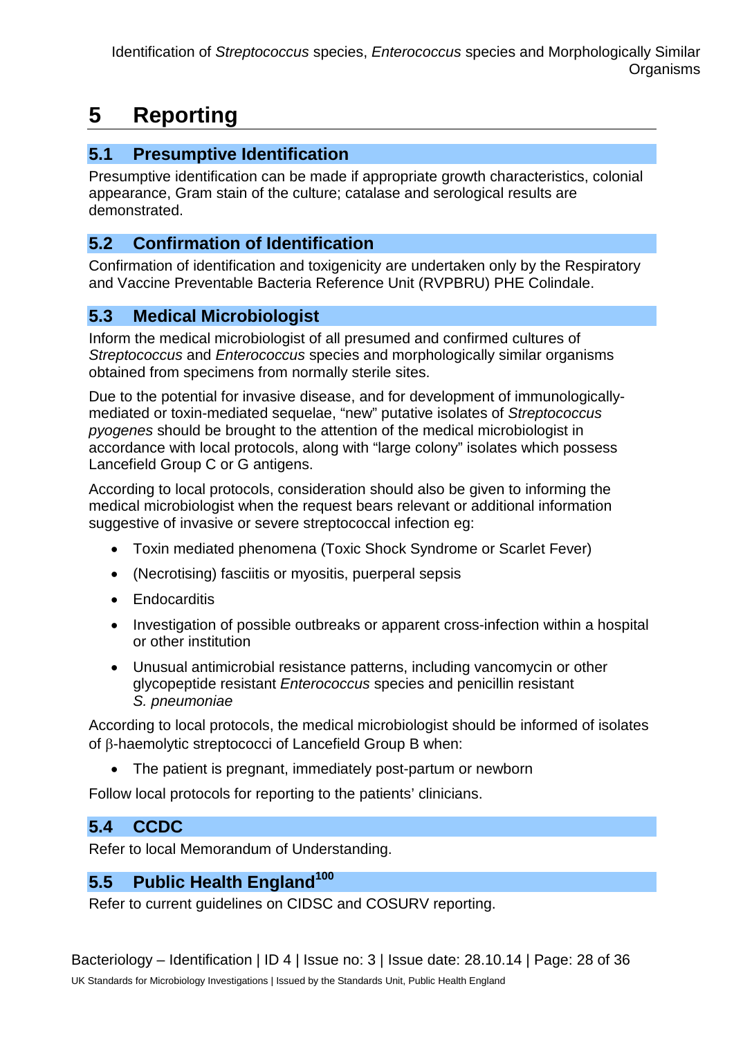# 5 Reporting

## 5.1 Presumptive Identification

Presumptive identification can be made if appropriate growth characteristics, colonial appearance, Gram stain of the culture; catalase and serological results are demonstrated.

## 5.2 Confirmation of Identification

Confirmation of identification and toxigenicity are undertaken only by the Respiratory and Vaccine Preventable Bacteria Reference Unit (RVPBRU) PHE Colindale.

## 5.3 Medical Microbiologist

Inform the medical microbiologist of all presumed and confirmed cultures of *Streptococcus* and *Enterococcus* species and morphologically similar organisms obtained from specimens from normally sterile sites.

Due to the potential for invasive disease, and for development of immunologically-mediated or toxin-mediated sequelae, "new" putative isolates of *Streptococcus pyogenes* should be brought to the attention of the medical microbiologist in accordance with local protocols, along with "large colony" isolates which possess Lancefield Group C or G antigens.

According to local protocols, consideration should also be given to informing the medical microbiologist when the request bears relevant or additional information suggestive of invasive or severe streptococcal infection eg:

- Toxin mediated phenomena (Toxic Shock Syndrome or Scarlet Fever)
- (Necrotising) fasciitis or myositis, puerperal sepsis
- Endocarditis
- Investigation of possible outbreaks or apparent cross-infection within a hospital or other institution
- Unusual antimicrobial resistance patterns, including vancomycin or other glycopeptide resistant *Enterococcus* species and penicillin resistant *S. pneumoniae*

According to local protocols, the medical microbiologist should be informed of isolates of β-haemolytic streptococci of Lancefield Group B when:

- The patient is pregnant, immediately post-partum or newborn

Follow local protocols for reporting to the patients' clinicians.

## 5.4 CCDC

Refer to local Memorandum of Understanding.

## 5.5 Public Health England[100]

Refer to current guidelines on CIDSC and COSURV reporting.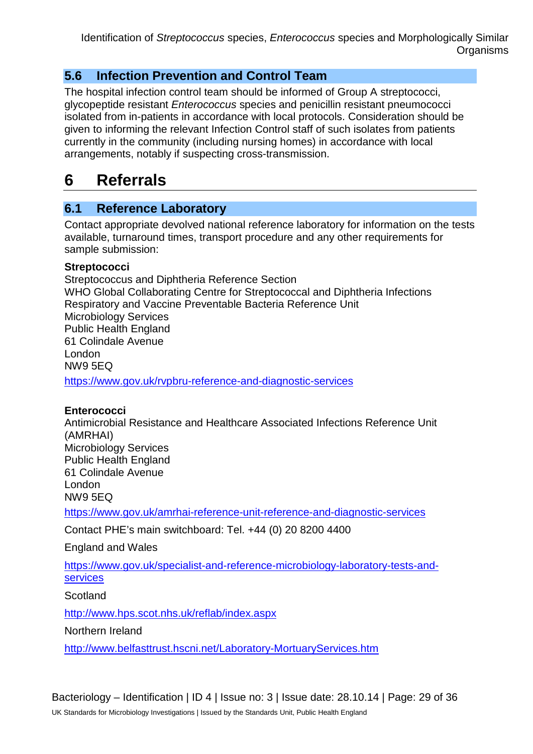## 5.6 Infection Prevention and Control Team

The hospital infection control team should be informed of Group A streptococci, glycopeptide resistant *Enterococcus* species and penicillin resistant pneumococci isolated from in-patients in accordance with local protocols. Consideration should be given to informing the relevant Infection Control staff of such isolates from patients currently in the community (including nursing homes) in accordance with local arrangements, notably if suspecting cross-transmission.

# 6 Referrals

## 6.1 Reference Laboratory

Contact appropriate devolved national reference laboratory for information on the tests available, turnaround times, transport procedure and any other requirements for sample submission:

**Streptococci**

Streptococcus and Diphtheria Reference Section
WHO Global Collaborating Centre for Streptococcal and Diphtheria Infections
Respiratory and Vaccine Preventable Bacteria Reference Unit
Microbiology Services
Public Health England
61 Colindale Avenue
London
NW9 5EQ

https://www.gov.uk/rvpbru-reference-and-diagnostic-services

**Enterococci**

Antimicrobial Resistance and Healthcare Associated Infections Reference Unit (AMRHAI)
Microbiology Services
Public Health England
61 Colindale Avenue
London
NW9 5EQ

https://www.gov.uk/amrhai-reference-unit-reference-and-diagnostic-services

Contact PHE's main switchboard: Tel. +44 (0) 20 8200 4400

England and Wales

https://www.gov.uk/specialist-and-reference-microbiology-laboratory-tests-and-services

Scotland

http://www.hps.scot.nhs.uk/reflab/index.aspx

Northern Ireland

http://www.belfasttrust.hscni.net/Laboratory-MortuaryServices.htm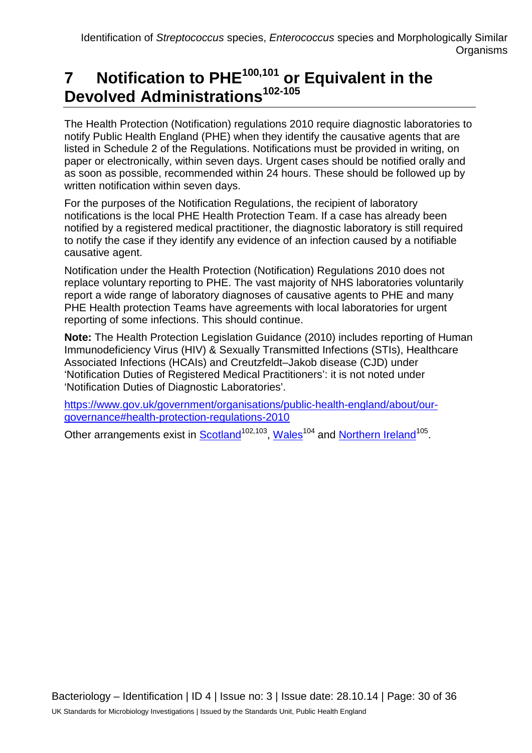# 7 Notification to PHE[100,101] or Equivalent in the Devolved Administrations[102-105]

The Health Protection (Notification) regulations 2010 require diagnostic laboratories to notify Public Health England (PHE) when they identify the causative agents that are listed in Schedule 2 of the Regulations. Notifications must be provided in writing, on paper or electronically, within seven days. Urgent cases should be notified orally and as soon as possible, recommended within 24 hours. These should be followed up by written notification within seven days.

For the purposes of the Notification Regulations, the recipient of laboratory notifications is the local PHE Health Protection Team. If a case has already been notified by a registered medical practitioner, the diagnostic laboratory is still required to notify the case if they identify any evidence of an infection caused by a notifiable causative agent.

Notification under the Health Protection (Notification) Regulations 2010 does not replace voluntary reporting to PHE. The vast majority of NHS laboratories voluntarily report a wide range of laboratory diagnoses of causative agents to PHE and many PHE Health protection Teams have agreements with local laboratories for urgent reporting of some infections. This should continue.

**Note:** The Health Protection Legislation Guidance (2010) includes reporting of Human Immunodeficiency Virus (HIV) & Sexually Transmitted Infections (STIs), Healthcare Associated Infections (HCAIs) and Creutzfeldt–Jakob disease (CJD) under 'Notification Duties of Registered Medical Practitioners': it is not noted under 'Notification Duties of Diagnostic Laboratories'.

https://www.gov.uk/government/organisations/public-health-england/about/our-governance#health-protection-regulations-2010

Other arrangements exist in Scotland[102,103], Wales[104] and Northern Ireland[105].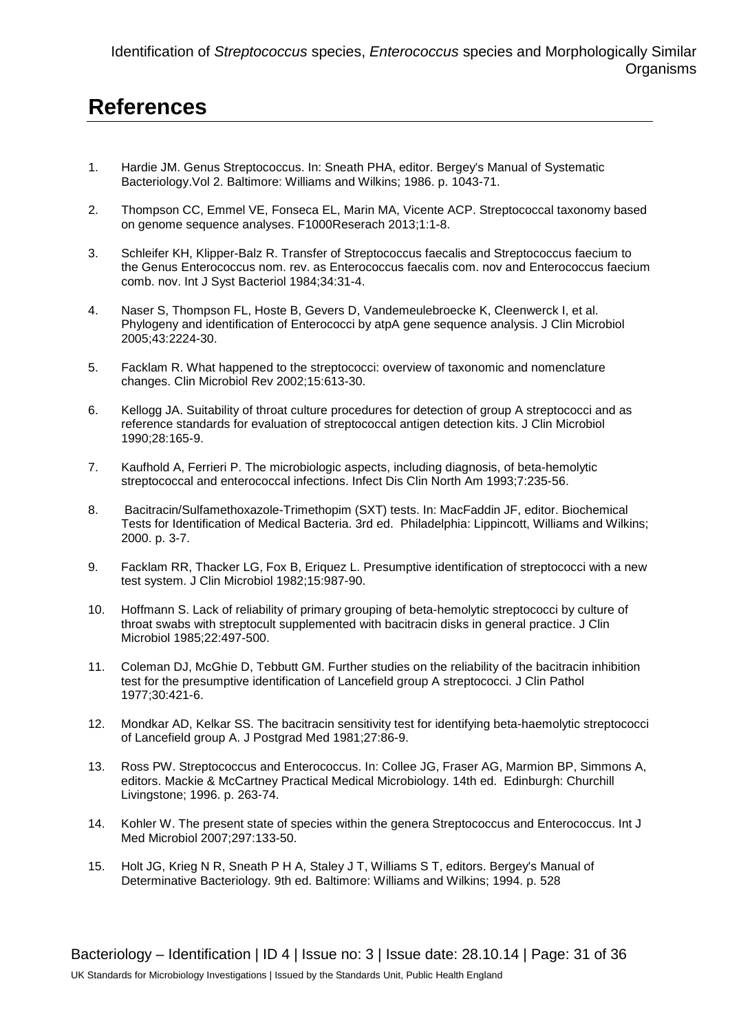# References

1. Hardie JM. Genus Streptococcus. In: Sneath PHA, editor. Bergey's Manual of Systematic Bacteriology.Vol 2. Baltimore: Williams and Wilkins; 1986. p. 1043-71.

2. Thompson CC, Emmel VE, Fonseca EL, Marin MA, Vicente ACP. Streptococcal taxonomy based on genome sequence analyses. F1000Reserach 2013;1:1-8.

3. Schleifer KH, Klipper-Balz R. Transfer of Streptococcus faecalis and Streptococcus faecium to the Genus Enterococcus nom. rev. as Enterococcus faecalis com. nov and Enterococcus faecium comb. nov. Int J Syst Bacteriol 1984;34:31-4.

4. Naser S, Thompson FL, Hoste B, Gevers D, Vandemeulebroecke K, Cleenwerck I, et al. Phylogeny and identification of Enterococci by atpA gene sequence analysis. J Clin Microbiol 2005;43:2224-30.

5. Facklam R. What happened to the streptococci: overview of taxonomic and nomenclature changes. Clin Microbiol Rev 2002;15:613-30.

6. Kellogg JA. Suitability of throat culture procedures for detection of group A streptococci and as reference standards for evaluation of streptococcal antigen detection kits. J Clin Microbiol 1990;28:165-9.

7. Kaufhold A, Ferrieri P. The microbiologic aspects, including diagnosis, of beta-hemolytic streptococcal and enterococcal infections. Infect Dis Clin North Am 1993;7:235-56.

8. Bacitracin/Sulfamethoxazole-Trimethopim (SXT) tests. In: MacFaddin JF, editor. Biochemical Tests for Identification of Medical Bacteria. 3rd ed. Philadelphia: Lippincott, Williams and Wilkins; 2000. p. 3-7.

9. Facklam RR, Thacker LG, Fox B, Eriquez L. Presumptive identification of streptococci with a new test system. J Clin Microbiol 1982;15:987-90.

10. Hoffmann S. Lack of reliability of primary grouping of beta-hemolytic streptococci by culture of throat swabs with streptocult supplemented with bacitracin disks in general practice. J Clin Microbiol 1985;22:497-500.

11. Coleman DJ, McGhie D, Tebbutt GM. Further studies on the reliability of the bacitracin inhibition test for the presumptive identification of Lancefield group A streptococci. J Clin Pathol 1977;30:421-6.

12. Mondkar AD, Kelkar SS. The bacitracin sensitivity test for identifying beta-haemolytic streptococci of Lancefield group A. J Postgrad Med 1981;27:86-9.

13. Ross PW. Streptococcus and Enterococcus. In: Collee JG, Fraser AG, Marmion BP, Simmons A, editors. Mackie & McCartney Practical Medical Microbiology. 14th ed. Edinburgh: Churchill Livingstone; 1996. p. 263-74.

14. Kohler W. The present state of species within the genera Streptococcus and Enterococcus. Int J Med Microbiol 2007;297:133-50.

15. Holt JG, Krieg N R, Sneath P H A, Staley J T, Williams S T, editors. Bergey's Manual of Determinative Bacteriology. 9th ed. Baltimore: Williams and Wilkins; 1994. p. 528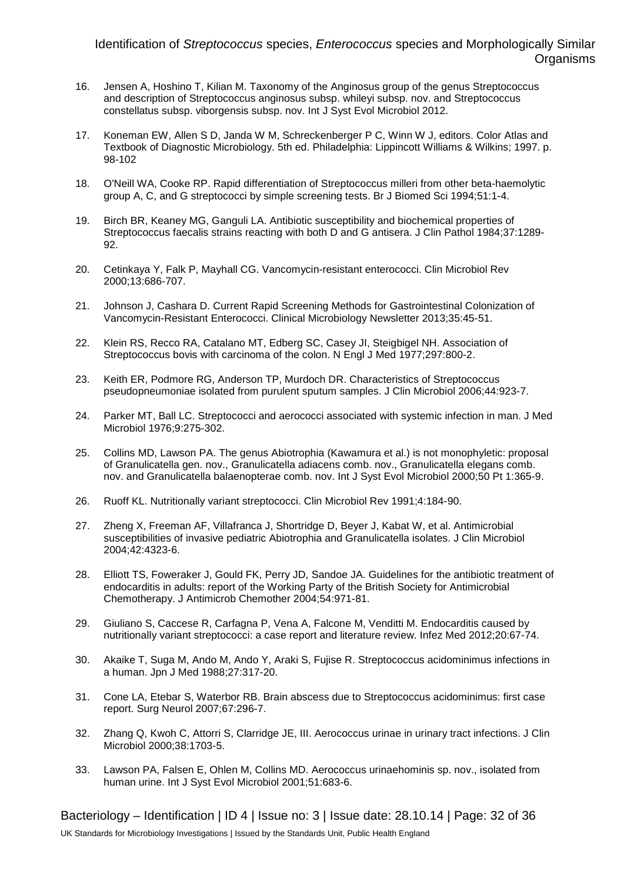16. Jensen A, Hoshino T, Kilian M. Taxonomy of the Anginosus group of the genus Streptococcus and description of Streptococcus anginosus subsp. whileyi subsp. nov. and Streptococcus constellatus subsp. viborgensis subsp. nov. Int J Syst Evol Microbiol 2012.

17. Koneman EW, Allen S D, Janda W M, Schreckenberger P C, Winn W J, editors. Color Atlas and Textbook of Diagnostic Microbiology. 5th ed. Philadelphia: Lippincott Williams & Wilkins; 1997. p. 98-102

18. O'Neill WA, Cooke RP. Rapid differentiation of Streptococcus milleri from other beta-haemolytic group A, C, and G streptococci by simple screening tests. Br J Biomed Sci 1994;51:1-4.

19. Birch BR, Keaney MG, Ganguli LA. Antibiotic susceptibility and biochemical properties of Streptococcus faecalis strains reacting with both D and G antisera. J Clin Pathol 1984;37:1289-92.

20. Cetinkaya Y, Falk P, Mayhall CG. Vancomycin-resistant enterococci. Clin Microbiol Rev 2000;13:686-707.

21. Johnson J, Cashara D. Current Rapid Screening Methods for Gastrointestinal Colonization of Vancomycin-Resistant Enterococci. Clinical Microbiology Newsletter 2013;35:45-51.

22. Klein RS, Recco RA, Catalano MT, Edberg SC, Casey JI, Steigbigel NH. Association of Streptococcus bovis with carcinoma of the colon. N Engl J Med 1977;297:800-2.

23. Keith ER, Podmore RG, Anderson TP, Murdoch DR. Characteristics of Streptococcus pseudopneumoniae isolated from purulent sputum samples. J Clin Microbiol 2006;44:923-7.

24. Parker MT, Ball LC. Streptococci and aerococci associated with systemic infection in man. J Med Microbiol 1976;9:275-302.

25. Collins MD, Lawson PA. The genus Abiotrophia (Kawamura et al.) is not monophyletic: proposal of Granulicatella gen. nov., Granulicatella adiacens comb. nov., Granulicatella elegans comb. nov. and Granulicatella balaenopterae comb. nov. Int J Syst Evol Microbiol 2000;50 Pt 1:365-9.

26. Ruoff KL. Nutritionally variant streptococci. Clin Microbiol Rev 1991;4:184-90.

27. Zheng X, Freeman AF, Villafranca J, Shortridge D, Beyer J, Kabat W, et al. Antimicrobial susceptibilities of invasive pediatric Abiotrophia and Granulicatella isolates. J Clin Microbiol 2004;42:4323-6.

28. Elliott TS, Foweraker J, Gould FK, Perry JD, Sandoe JA. Guidelines for the antibiotic treatment of endocarditis in adults: report of the Working Party of the British Society for Antimicrobial Chemotherapy. J Antimicrob Chemother 2004;54:971-81.

29. Giuliano S, Caccese R, Carfagna P, Vena A, Falcone M, Venditti M. Endocarditis caused by nutritionally variant streptococci: a case report and literature review. Infez Med 2012;20:67-74.

30. Akaike T, Suga M, Ando M, Ando Y, Araki S, Fujise R. Streptococcus acidominimus infections in a human. Jpn J Med 1988;27:317-20.

31. Cone LA, Etebar S, Waterbor RB. Brain abscess due to Streptococcus acidominimus: first case report. Surg Neurol 2007;67:296-7.

32. Zhang Q, Kwoh C, Attorri S, Clarridge JE, III. Aerococcus urinae in urinary tract infections. J Clin Microbiol 2000;38:1703-5.

33. Lawson PA, Falsen E, Ohlen M, Collins MD. Aerococcus urinaehominis sp. nov., isolated from human urine. Int J Syst Evol Microbiol 2001;51:683-6.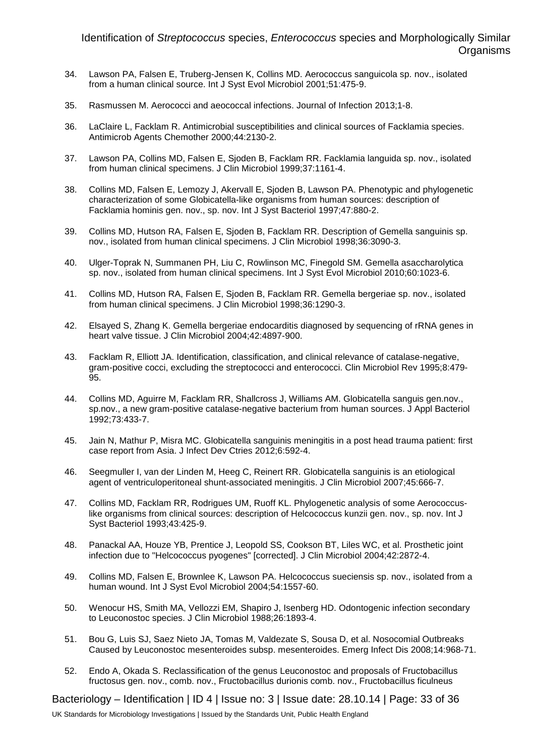34. Lawson PA, Falsen E, Truberg-Jensen K, Collins MD. Aerococcus sanguicola sp. nov., isolated from a human clinical source. Int J Syst Evol Microbiol 2001;51:475-9.

35. Rasmussen M. Aerococci and aeococcal infections. Journal of Infection 2013;1-8.

36. LaClaire L, Facklam R. Antimicrobial susceptibilities and clinical sources of Facklamia species. Antimicrob Agents Chemother 2000;44:2130-2.

37. Lawson PA, Collins MD, Falsen E, Sjoden B, Facklam RR. Facklamia languida sp. nov., isolated from human clinical specimens. J Clin Microbiol 1999;37:1161-4.

38. Collins MD, Falsen E, Lemozy J, Akervall E, Sjoden B, Lawson PA. Phenotypic and phylogenetic characterization of some Globicatella-like organisms from human sources: description of Facklamia hominis gen. nov., sp. nov. Int J Syst Bacteriol 1997;47:880-2.

39. Collins MD, Hutson RA, Falsen E, Sjoden B, Facklam RR. Description of Gemella sanguinis sp. nov., isolated from human clinical specimens. J Clin Microbiol 1998;36:3090-3.

40. Ulger-Toprak N, Summanen PH, Liu C, Rowlinson MC, Finegold SM. Gemella asaccharolytica sp. nov., isolated from human clinical specimens. Int J Syst Evol Microbiol 2010;60:1023-6.

41. Collins MD, Hutson RA, Falsen E, Sjoden B, Facklam RR. Gemella bergeriae sp. nov., isolated from human clinical specimens. J Clin Microbiol 1998;36:1290-3.

42. Elsayed S, Zhang K. Gemella bergeriae endocarditis diagnosed by sequencing of rRNA genes in heart valve tissue. J Clin Microbiol 2004;42:4897-900.

43. Facklam R, Elliott JA. Identification, classification, and clinical relevance of catalase-negative, gram-positive cocci, excluding the streptococci and enterococci. Clin Microbiol Rev 1995;8:479-95.

44. Collins MD, Aguirre M, Facklam RR, Shallcross J, Williams AM. Globicatella sanguis gen.nov., sp.nov., a new gram-positive catalase-negative bacterium from human sources. J Appl Bacteriol 1992;73:433-7.

45. Jain N, Mathur P, Misra MC. Globicatella sanguinis meningitis in a post head trauma patient: first case report from Asia. J Infect Dev Ctries 2012;6:592-4.

46. Seegmuller I, van der Linden M, Heeg C, Reinert RR. Globicatella sanguinis is an etiological agent of ventriculoperitoneal shunt-associated meningitis. J Clin Microbiol 2007;45:666-7.

47. Collins MD, Facklam RR, Rodrigues UM, Ruoff KL. Phylogenetic analysis of some Aerococcus-like organisms from clinical sources: description of Helcococcus kunzii gen. nov., sp. nov. Int J Syst Bacteriol 1993;43:425-9.

48. Panackal AA, Houze YB, Prentice J, Leopold SS, Cookson BT, Liles WC, et al. Prosthetic joint infection due to "Helcococcus pyogenes" [corrected]. J Clin Microbiol 2004;42:2872-4.

49. Collins MD, Falsen E, Brownlee K, Lawson PA. Helcococcus sueciensis sp. nov., isolated from a human wound. Int J Syst Evol Microbiol 2004;54:1557-60.

50. Wenocur HS, Smith MA, Vellozzi EM, Shapiro J, Isenberg HD. Odontogenic infection secondary to Leuconostoc species. J Clin Microbiol 1988;26:1893-4.

51. Bou G, Luis SJ, Saez Nieto JA, Tomas M, Valdezate S, Sousa D, et al. Nosocomial Outbreaks Caused by Leuconostoc mesenteroides subsp. mesenteroides. Emerg Infect Dis 2008;14:968-71.

52. Endo A, Okada S. Reclassification of the genus Leuconostoc and proposals of Fructobacillus fructosus gen. nov., comb. nov., Fructobacillus durionis comb. nov., Fructobacillus ficulneus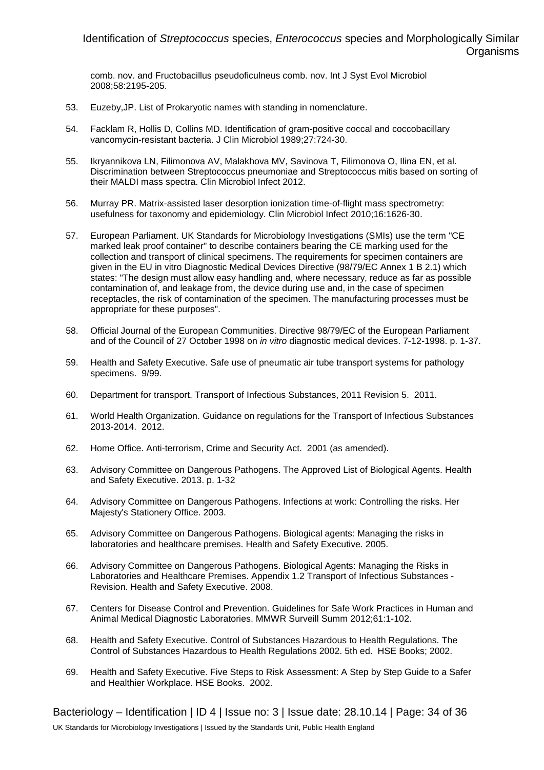comb. nov. and Fructobacillus pseudoficulneus comb. nov. Int J Syst Evol Microbiol 2008;58:2195-205.

53. Euzeby,JP. List of Prokaryotic names with standing in nomenclature.

54. Facklam R, Hollis D, Collins MD. Identification of gram-positive coccal and coccobacillary vancomycin-resistant bacteria. J Clin Microbiol 1989;27:724-30.

55. Ikryannikova LN, Filimonova AV, Malakhova MV, Savinova T, Filimonova O, Ilina EN, et al. Discrimination between Streptococcus pneumoniae and Streptococcus mitis based on sorting of their MALDI mass spectra. Clin Microbiol Infect 2012.

56. Murray PR. Matrix-assisted laser desorption ionization time-of-flight mass spectrometry: usefulness for taxonomy and epidemiology. Clin Microbiol Infect 2010;16:1626-30.

57. European Parliament. UK Standards for Microbiology Investigations (SMIs) use the term "CE marked leak proof container" to describe containers bearing the CE marking used for the collection and transport of clinical specimens. The requirements for specimen containers are given in the EU in vitro Diagnostic Medical Devices Directive (98/79/EC Annex 1 B 2.1) which states: "The design must allow easy handling and, where necessary, reduce as far as possible contamination of, and leakage from, the device during use and, in the case of specimen receptacles, the risk of contamination of the specimen. The manufacturing processes must be appropriate for these purposes".

58. Official Journal of the European Communities. Directive 98/79/EC of the European Parliament and of the Council of 27 October 1998 on *in vitro* diagnostic medical devices. 7-12-1998. p. 1-37.

59. Health and Safety Executive. Safe use of pneumatic air tube transport systems for pathology specimens. 9/99.

60. Department for transport. Transport of Infectious Substances, 2011 Revision 5. 2011.

61. World Health Organization. Guidance on regulations for the Transport of Infectious Substances 2013-2014. 2012.

62. Home Office. Anti-terrorism, Crime and Security Act. 2001 (as amended).

63. Advisory Committee on Dangerous Pathogens. The Approved List of Biological Agents. Health and Safety Executive. 2013. p. 1-32

64. Advisory Committee on Dangerous Pathogens. Infections at work: Controlling the risks. Her Majesty's Stationery Office. 2003.

65. Advisory Committee on Dangerous Pathogens. Biological agents: Managing the risks in laboratories and healthcare premises. Health and Safety Executive. 2005.

66. Advisory Committee on Dangerous Pathogens. Biological Agents: Managing the Risks in Laboratories and Healthcare Premises. Appendix 1.2 Transport of Infectious Substances - Revision. Health and Safety Executive. 2008.

67. Centers for Disease Control and Prevention. Guidelines for Safe Work Practices in Human and Animal Medical Diagnostic Laboratories. MMWR Surveill Summ 2012;61:1-102.

68. Health and Safety Executive. Control of Substances Hazardous to Health Regulations. The Control of Substances Hazardous to Health Regulations 2002. 5th ed. HSE Books; 2002.

69. Health and Safety Executive. Five Steps to Risk Assessment: A Step by Step Guide to a Safer and Healthier Workplace. HSE Books. 2002.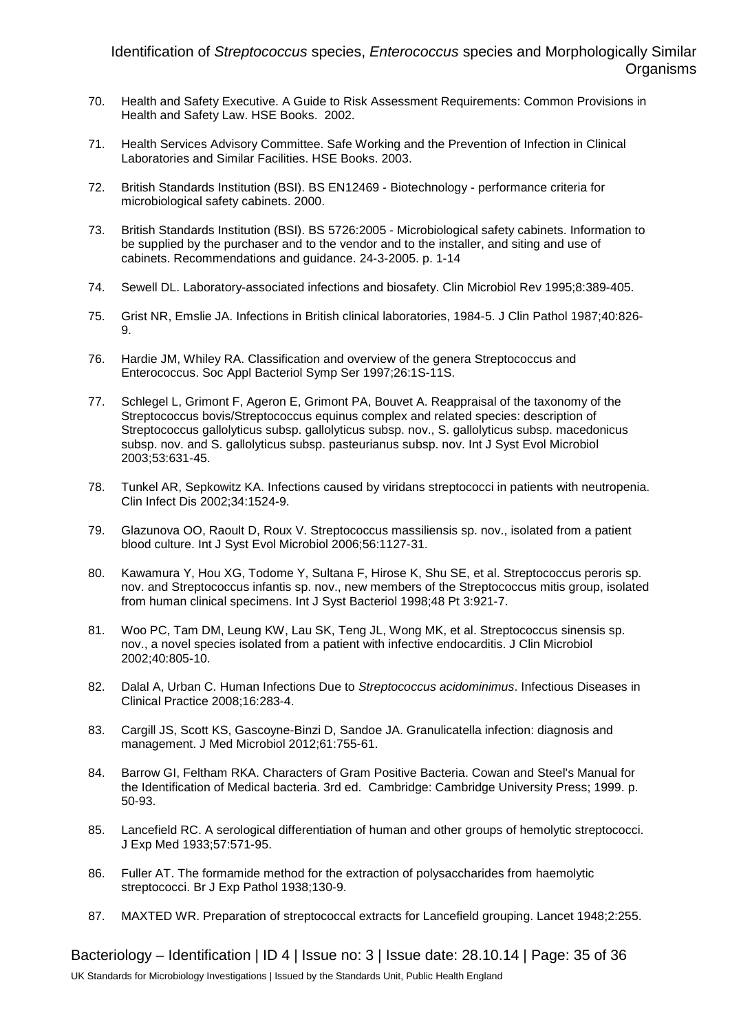70. Health and Safety Executive. A Guide to Risk Assessment Requirements: Common Provisions in Health and Safety Law. HSE Books. 2002.

71. Health Services Advisory Committee. Safe Working and the Prevention of Infection in Clinical Laboratories and Similar Facilities. HSE Books. 2003.

72. British Standards Institution (BSI). BS EN12469 - Biotechnology - performance criteria for microbiological safety cabinets. 2000.

73. British Standards Institution (BSI). BS 5726:2005 - Microbiological safety cabinets. Information to be supplied by the purchaser and to the vendor and to the installer, and siting and use of cabinets. Recommendations and guidance. 24-3-2005. p. 1-14

74. Sewell DL. Laboratory-associated infections and biosafety. Clin Microbiol Rev 1995;8:389-405.

75. Grist NR, Emslie JA. Infections in British clinical laboratories, 1984-5. J Clin Pathol 1987;40:826-9.

76. Hardie JM, Whiley RA. Classification and overview of the genera Streptococcus and Enterococcus. Soc Appl Bacteriol Symp Ser 1997;26:1S-11S.

77. Schlegel L, Grimont F, Ageron E, Grimont PA, Bouvet A. Reappraisal of the taxonomy of the Streptococcus bovis/Streptococcus equinus complex and related species: description of Streptococcus gallolyticus subsp. gallolyticus subsp. nov., S. gallolyticus subsp. macedonicus subsp. nov. and S. gallolyticus subsp. pasteurianus subsp. nov. Int J Syst Evol Microbiol 2003;53:631-45.

78. Tunkel AR, Sepkowitz KA. Infections caused by viridans streptococci in patients with neutropenia. Clin Infect Dis 2002;34:1524-9.

79. Glazunova OO, Raoult D, Roux V. Streptococcus massiliensis sp. nov., isolated from a patient blood culture. Int J Syst Evol Microbiol 2006;56:1127-31.

80. Kawamura Y, Hou XG, Todome Y, Sultana F, Hirose K, Shu SE, et al. Streptococcus peroris sp. nov. and Streptococcus infantis sp. nov., new members of the Streptococcus mitis group, isolated from human clinical specimens. Int J Syst Bacteriol 1998;48 Pt 3:921-7.

81. Woo PC, Tam DM, Leung KW, Lau SK, Teng JL, Wong MK, et al. Streptococcus sinensis sp. nov., a novel species isolated from a patient with infective endocarditis. J Clin Microbiol 2002;40:805-10.

82. Dalal A, Urban C. Human Infections Due to *Streptococcus acidominimus*. Infectious Diseases in Clinical Practice 2008;16:283-4.

83. Cargill JS, Scott KS, Gascoyne-Binzi D, Sandoe JA. Granulicatella infection: diagnosis and management. J Med Microbiol 2012;61:755-61.

84. Barrow GI, Feltham RKA. Characters of Gram Positive Bacteria. Cowan and Steel's Manual for the Identification of Medical bacteria. 3rd ed. Cambridge: Cambridge University Press; 1999. p. 50-93.

85. Lancefield RC. A serological differentiation of human and other groups of hemolytic streptococci. J Exp Med 1933;57:571-95.

86. Fuller AT. The formamide method for the extraction of polysaccharides from haemolytic streptococci. Br J Exp Pathol 1938;130-9.

87. MAXTED WR. Preparation of streptococcal extracts for Lancefield grouping. Lancet 1948;2:255.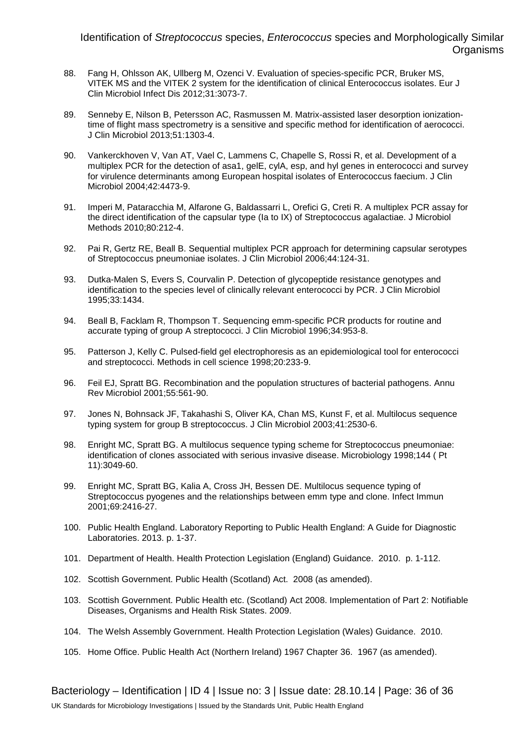88. Fang H, Ohlsson AK, Ullberg M, Ozenci V. Evaluation of species-specific PCR, Bruker MS, VITEK MS and the VITEK 2 system for the identification of clinical Enterococcus isolates. Eur J Clin Microbiol Infect Dis 2012;31:3073-7.

89. Senneby E, Nilson B, Petersson AC, Rasmussen M. Matrix-assisted laser desorption ionization-time of flight mass spectrometry is a sensitive and specific method for identification of aerococci. J Clin Microbiol 2013;51:1303-4.

90. Vankerckhoven V, Van AT, Vael C, Lammens C, Chapelle S, Rossi R, et al. Development of a multiplex PCR for the detection of asa1, gelE, cylA, esp, and hyl genes in enterococci and survey for virulence determinants among European hospital isolates of Enterococcus faecium. J Clin Microbiol 2004;42:4473-9.

91. Imperi M, Pataracchia M, Alfarone G, Baldassarri L, Orefici G, Creti R. A multiplex PCR assay for the direct identification of the capsular type (Ia to IX) of Streptococcus agalactiae. J Microbiol Methods 2010;80:212-4.

92. Pai R, Gertz RE, Beall B. Sequential multiplex PCR approach for determining capsular serotypes of Streptococcus pneumoniae isolates. J Clin Microbiol 2006;44:124-31.

93. Dutka-Malen S, Evers S, Courvalin P. Detection of glycopeptide resistance genotypes and identification to the species level of clinically relevant enterococci by PCR. J Clin Microbiol 1995;33:1434.

94. Beall B, Facklam R, Thompson T. Sequencing emm-specific PCR products for routine and accurate typing of group A streptococci. J Clin Microbiol 1996;34:953-8.

95. Patterson J, Kelly C. Pulsed-field gel electrophoresis as an epidemiological tool for enterococci and streptococci. Methods in cell science 1998;20:233-9.

96. Feil EJ, Spratt BG. Recombination and the population structures of bacterial pathogens. Annu Rev Microbiol 2001;55:561-90.

97. Jones N, Bohnsack JF, Takahashi S, Oliver KA, Chan MS, Kunst F, et al. Multilocus sequence typing system for group B streptococcus. J Clin Microbiol 2003;41:2530-6.

98. Enright MC, Spratt BG. A multilocus sequence typing scheme for Streptococcus pneumoniae: identification of clones associated with serious invasive disease. Microbiology 1998;144 ( Pt 11):3049-60.

99. Enright MC, Spratt BG, Kalia A, Cross JH, Bessen DE. Multilocus sequence typing of Streptococcus pyogenes and the relationships between emm type and clone. Infect Immun 2001;69:2416-27.

100. Public Health England. Laboratory Reporting to Public Health England: A Guide for Diagnostic Laboratories. 2013. p. 1-37.

101. Department of Health. Health Protection Legislation (England) Guidance. 2010. p. 1-112.

102. Scottish Government. Public Health (Scotland) Act. 2008 (as amended).

103. Scottish Government. Public Health etc. (Scotland) Act 2008. Implementation of Part 2: Notifiable Diseases, Organisms and Health Risk States. 2009.

104. The Welsh Assembly Government. Health Protection Legislation (Wales) Guidance. 2010.

105. Home Office. Public Health Act (Northern Ireland) 1967 Chapter 36. 1967 (as amended).